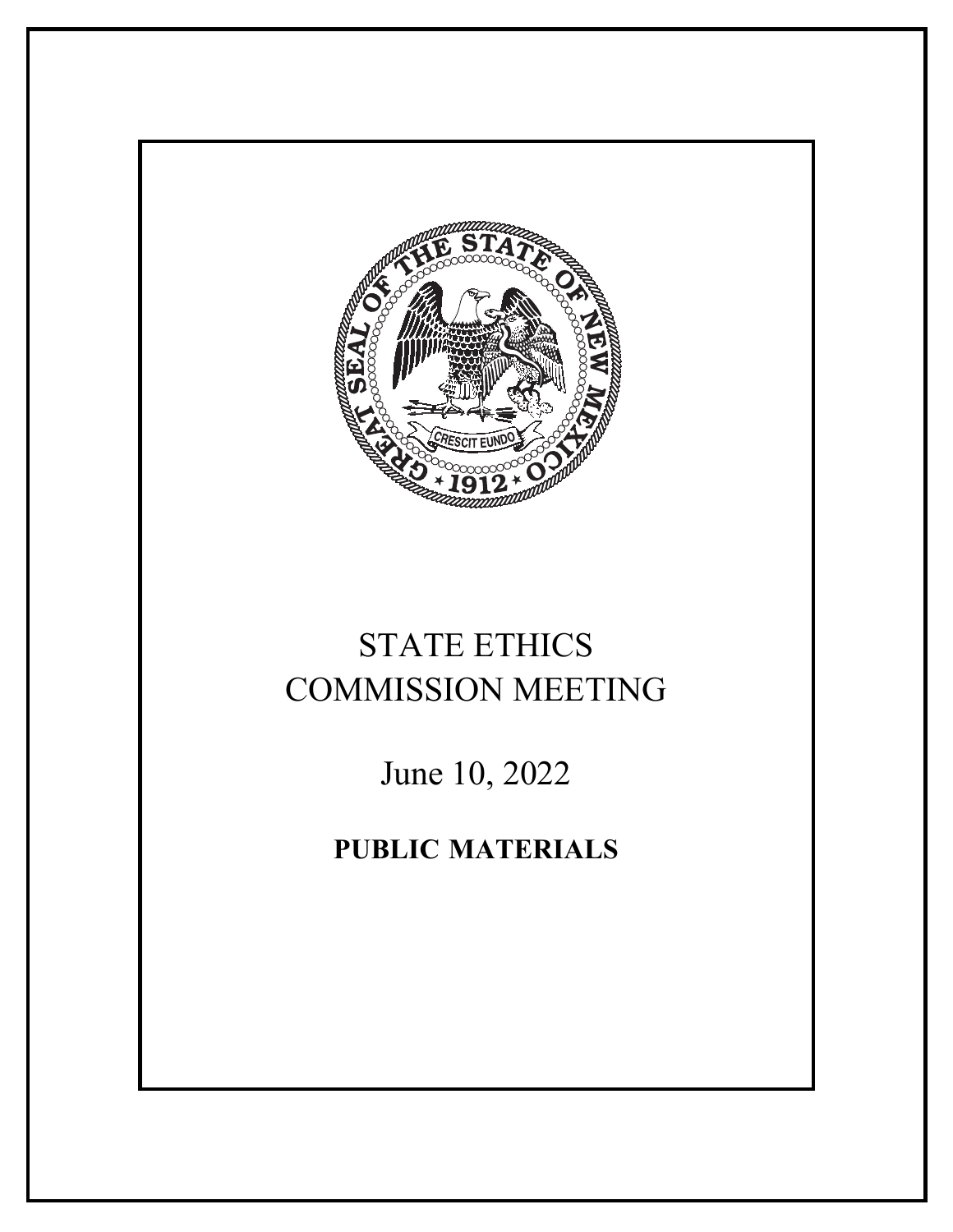# STATE ETHICS COMMISSION MEETING

June 10, 2022

**PUBLIC MATERIALS**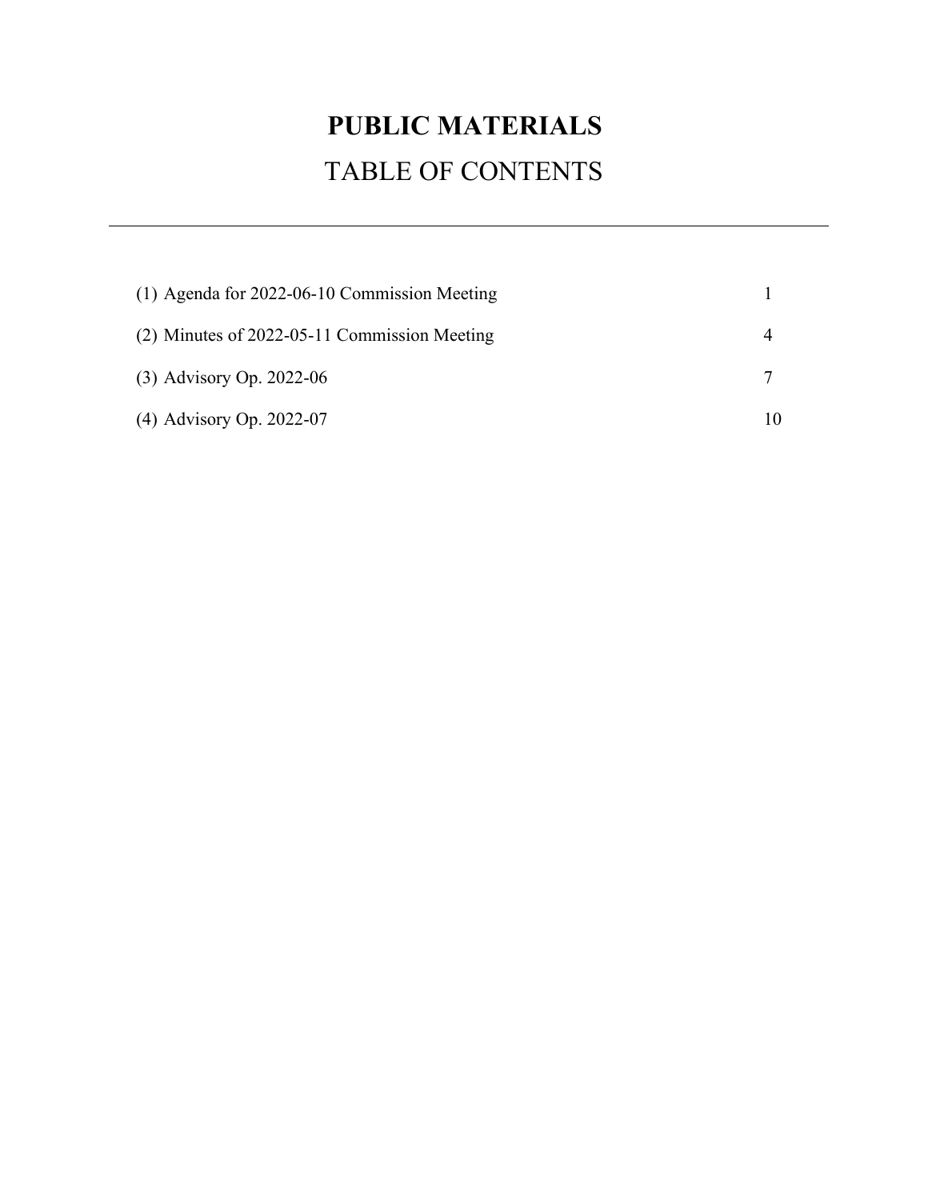# PUBLIC MATERIALS

## TABLE OF CONTENTS

---

| | |
|---|---|
| (1) Agenda for 2022-06-10 Commission Meeting | 1 |
| (2) Minutes of 2022-05-11 Commission Meeting | 4 |
| (3) Advisory Op. 2022-06 | 7 |
| (4) Advisory Op. 2022-07 | 10 |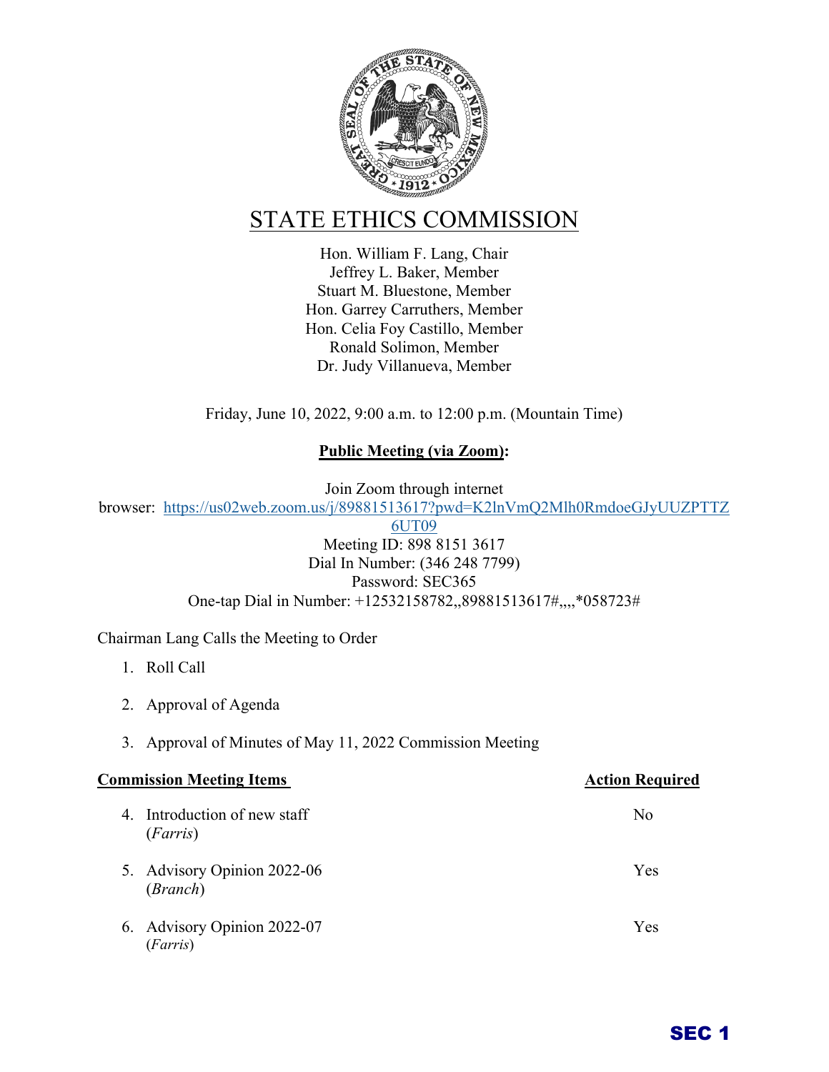# STATE ETHICS COMMISSION

Hon. William F. Lang, Chair
Jeffrey L. Baker, Member
Stuart M. Bluestone, Member
Hon. Garrey Carruthers, Member
Hon. Celia Foy Castillo, Member
Ronald Solimon, Member
Dr. Judy Villanueva, Member

Friday, June 10, 2022, 9:00 a.m. to 12:00 p.m. (Mountain Time)

**Public Meeting (via Zoom):**

Join Zoom through internet browser: https://us02web.zoom.us/j/89881513617?pwd=K2lnVmQ2Mlh0RmdoeGJyUUZPTTZ6UT09
Meeting ID: 898 8151 3617
Dial In Number: (346 248 7799)
Password: SEC365
One-tap Dial in Number: +12532158782,,89881513617#,,,,*058723#

Chairman Lang Calls the Meeting to Order

1. Roll Call
2. Approval of Agenda
3. Approval of Minutes of May 11, 2022 Commission Meeting

| **Commission Meeting Items** | **Action Required** |
|---|---|
| 4. Introduction of new staff (*Farris*) | No |
| 5. Advisory Opinion 2022-06 (*Branch*) | Yes |
| 6. Advisory Opinion 2022-07 (*Farris*) | Yes |

SEC 1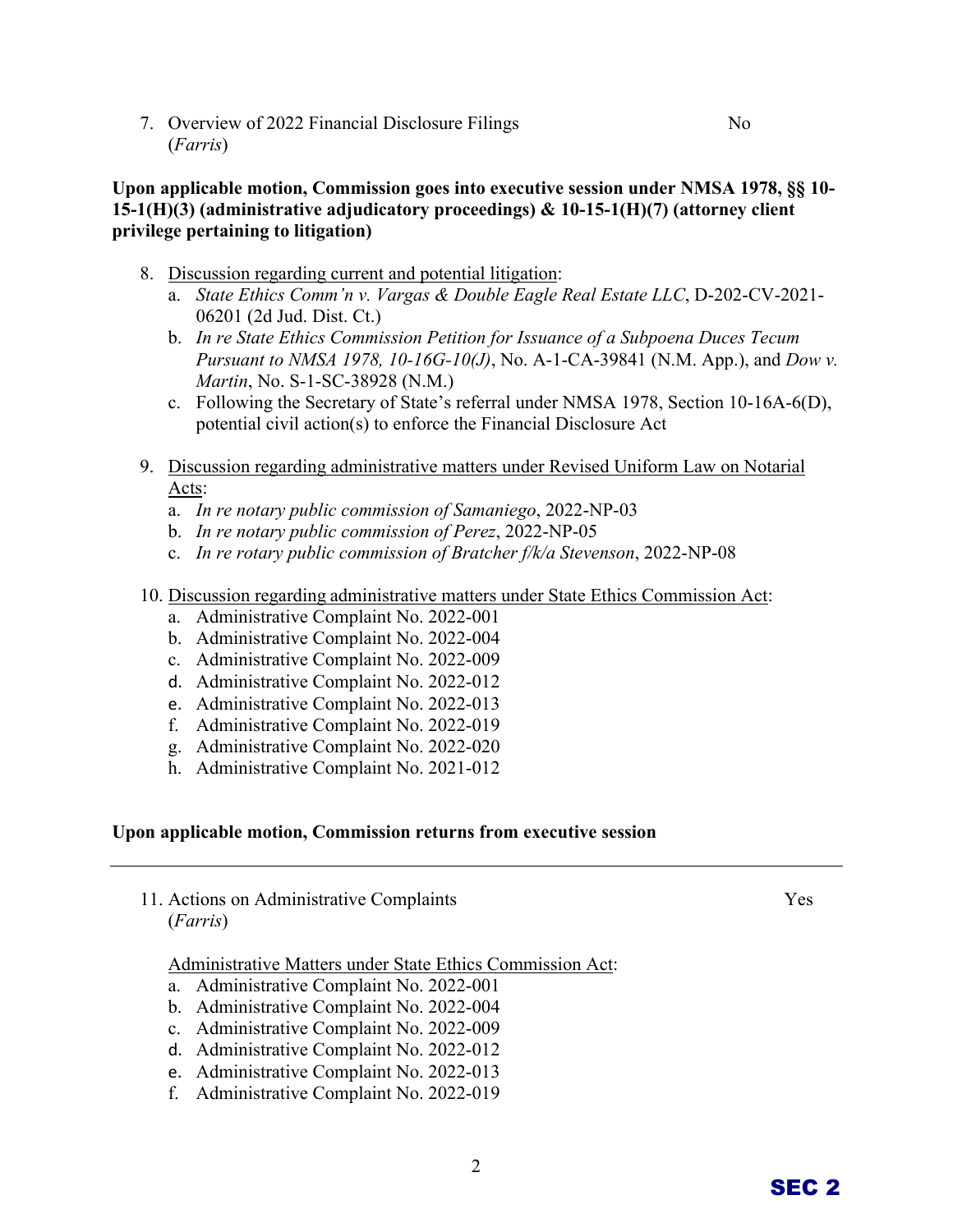7. Overview of 2022 Financial Disclosure Filings (*Farris*) — No

**Upon applicable motion, Commission goes into executive session under NMSA 1978, §§ 10-15-1(H)(3) (administrative adjudicatory proceedings) & 10-15-1(H)(7) (attorney client privilege pertaining to litigation)**

8. Discussion regarding current and potential litigation:
   a. *State Ethics Comm'n v. Vargas & Double Eagle Real Estate LLC*, D-202-CV-2021-06201 (2d Jud. Dist. Ct.)
   b. *In re State Ethics Commission Petition for Issuance of a Subpoena Duces Tecum Pursuant to NMSA 1978, 10-16G-10(J)*, No. A-1-CA-39841 (N.M. App.), and *Dow v. Martin*, No. S-1-SC-38928 (N.M.)
   c. Following the Secretary of State's referral under NMSA 1978, Section 10-16A-6(D), potential civil action(s) to enforce the Financial Disclosure Act

9. Discussion regarding administrative matters under Revised Uniform Law on Notarial Acts:
   a. *In re notary public commission of Samaniego*, 2022-NP-03
   b. *In re notary public commission of Perez*, 2022-NP-05
   c. *In re rotary public commission of Bratcher f/k/a Stevenson*, 2022-NP-08

10. Discussion regarding administrative matters under State Ethics Commission Act:
    a. Administrative Complaint No. 2022-001
    b. Administrative Complaint No. 2022-004
    c. Administrative Complaint No. 2022-009
    d. Administrative Complaint No. 2022-012
    e. Administrative Complaint No. 2022-013
    f. Administrative Complaint No. 2022-019
    g. Administrative Complaint No. 2022-020
    h. Administrative Complaint No. 2021-012

**Upon applicable motion, Commission returns from executive session**

---

11. Actions on Administrative Complaints (*Farris*) — Yes

    Administrative Matters under State Ethics Commission Act:
    a. Administrative Complaint No. 2022-001
    b. Administrative Complaint No. 2022-004
    c. Administrative Complaint No. 2022-009
    d. Administrative Complaint No. 2022-012
    e. Administrative Complaint No. 2022-013
    f. Administrative Complaint No. 2022-019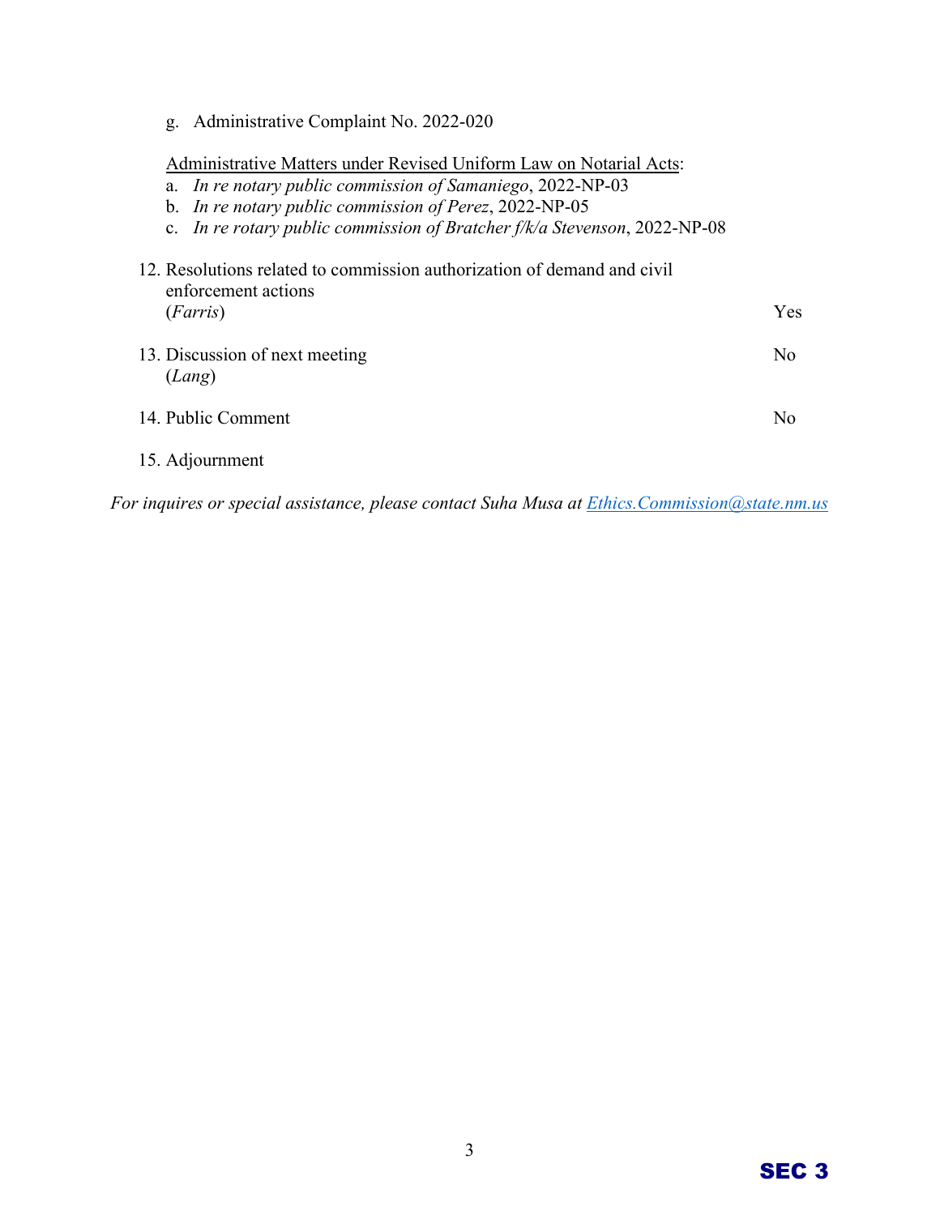g. Administrative Complaint No. 2022-020

Administrative Matters under Revised Uniform Law on Notarial Acts:

a. *In re notary public commission of Samaniego*, 2022-NP-03
b. *In re notary public commission of Perez*, 2022-NP-05
c. *In re rotary public commission of Bratcher f/k/a Stevenson*, 2022-NP-08

12. Resolutions related to commission authorization of demand and civil enforcement actions (*Farris*) — Yes

13. Discussion of next meeting (*Lang*) — No

14. Public Comment — No

15. Adjournment

*For inquires or special assistance, please contact Suha Musa at [Ethics.Commission@state.nm.us](mailto:Ethics.Commission@state.nm.us)*

SEC 3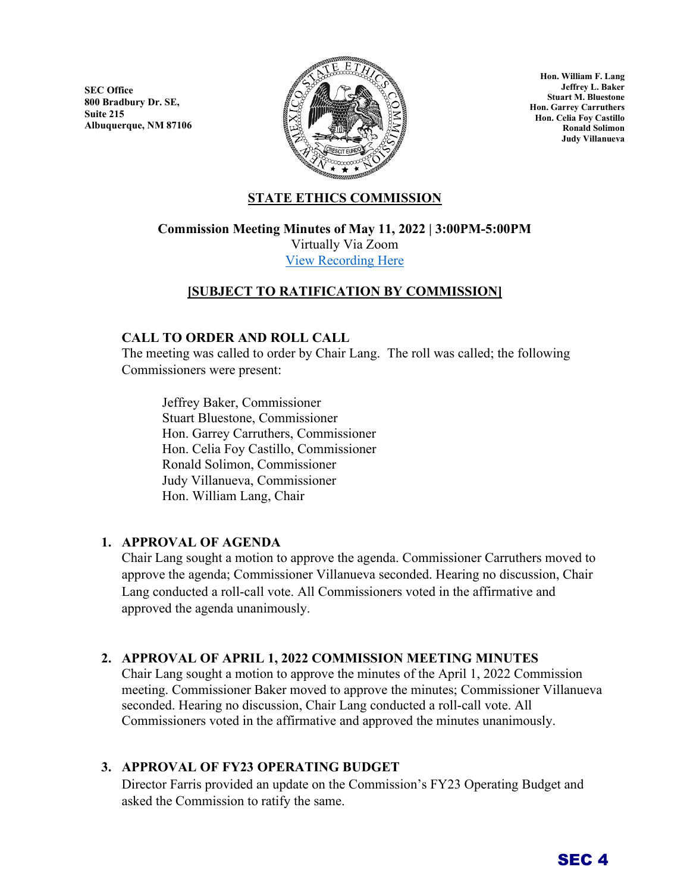SEC Office
800 Bradbury Dr. SE,
Suite 215
Albuquerque, NM 87106

Hon. William F. Lang
Jeffrey L. Baker
Stuart M. Bluestone
Hon. Garrey Carruthers
Hon. Celia Foy Castillo
Ronald Solimon
Judy Villanueva

## STATE ETHICS COMMISSION

**Commission Meeting Minutes of May 11, 2022 | 3:00PM-5:00PM**
Virtually Via Zoom
[View Recording Here]

**[SUBJECT TO RATIFICATION BY COMMISSION]**

### CALL TO ORDER AND ROLL CALL

The meeting was called to order by Chair Lang. The roll was called; the following Commissioners were present:

Jeffrey Baker, Commissioner
Stuart Bluestone, Commissioner
Hon. Garrey Carruthers, Commissioner
Hon. Celia Foy Castillo, Commissioner
Ronald Solimon, Commissioner
Judy Villanueva, Commissioner
Hon. William Lang, Chair

### 1. APPROVAL OF AGENDA

Chair Lang sought a motion to approve the agenda. Commissioner Carruthers moved to approve the agenda; Commissioner Villanueva seconded. Hearing no discussion, Chair Lang conducted a roll-call vote. All Commissioners voted in the affirmative and approved the agenda unanimously.

### 2. APPROVAL OF APRIL 1, 2022 COMMISSION MEETING MINUTES

Chair Lang sought a motion to approve the minutes of the April 1, 2022 Commission meeting. Commissioner Baker moved to approve the minutes; Commissioner Villanueva seconded. Hearing no discussion, Chair Lang conducted a roll-call vote. All Commissioners voted in the affirmative and approved the minutes unanimously.

### 3. APPROVAL OF FY23 OPERATING BUDGET

Director Farris provided an update on the Commission's FY23 Operating Budget and asked the Commission to ratify the same.

SEC 4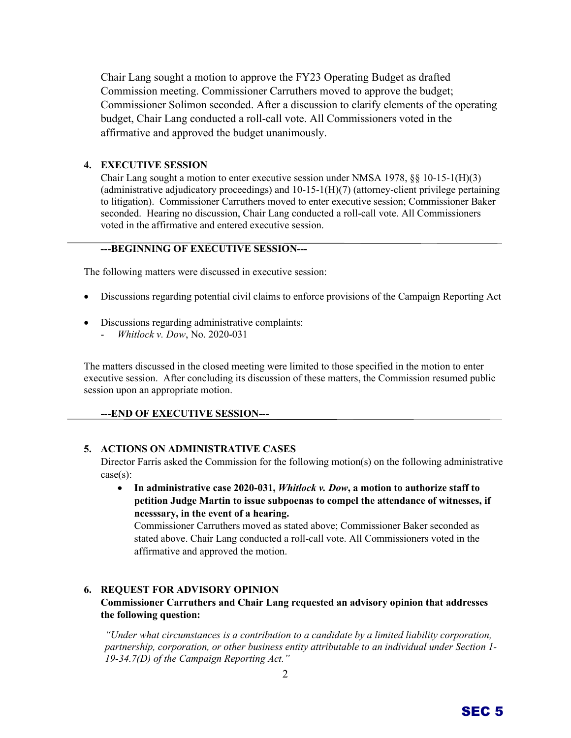Chair Lang sought a motion to approve the FY23 Operating Budget as drafted Commission meeting. Commissioner Carruthers moved to approve the budget; Commissioner Solimon seconded. After a discussion to clarify elements of the operating budget, Chair Lang conducted a roll-call vote. All Commissioners voted in the affirmative and approved the budget unanimously.

4. **EXECUTIVE SESSION**

   Chair Lang sought a motion to enter executive session under NMSA 1978, §§ 10-15-1(H)(3) (administrative adjudicatory proceedings) and 10-15-1(H)(7) (attorney-client privilege pertaining to litigation). Commissioner Carruthers moved to enter executive session; Commissioner Baker seconded. Hearing no discussion, Chair Lang conducted a roll-call vote. All Commissioners voted in the affirmative and entered executive session.

---

**---BEGINNING OF EXECUTIVE SESSION---**

The following matters were discussed in executive session:

- Discussions regarding potential civil claims to enforce provisions of the Campaign Reporting Act
- Discussions regarding administrative complaints:
  - *Whitlock v. Dow*, No. 2020-031

The matters discussed in the closed meeting were limited to those specified in the motion to enter executive session. After concluding its discussion of these matters, the Commission resumed public session upon an appropriate motion.

**---END OF EXECUTIVE SESSION---**

---

5. **ACTIONS ON ADMINISTRATIVE CASES**

   Director Farris asked the Commission for the following motion(s) on the following administrative case(s):

   - **In administrative case 2020-031, *Whitlock v. Dow*, a motion to authorize staff to petition Judge Martin to issue subpoenas to compel the attendance of witnesses, if ncesssary, in the event of a hearing.**

     Commissioner Carruthers moved as stated above; Commissioner Baker seconded as stated above. Chair Lang conducted a roll-call vote. All Commissioners voted in the affirmative and approved the motion.

6. **REQUEST FOR ADVISORY OPINION**

   **Commissioner Carruthers and Chair Lang requested an advisory opinion that addresses the following question:**

   *"Under what circumstances is a contribution to a candidate by a limited liability corporation, partnership, corporation, or other business entity attributable to an individual under Section 1-19-34.7(D) of the Campaign Reporting Act."*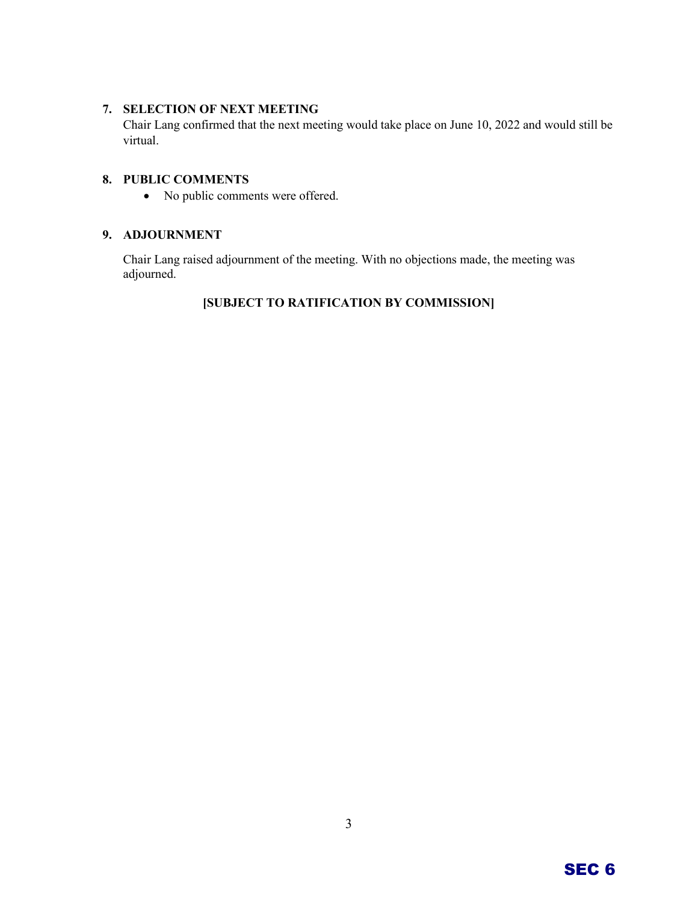## 7. SELECTION OF NEXT MEETING

Chair Lang confirmed that the next meeting would take place on June 10, 2022 and would still be virtual.

## 8. PUBLIC COMMENTS

- No public comments were offered.

## 9. ADJOURNMENT

Chair Lang raised adjournment of the meeting. With no objections made, the meeting was adjourned.

**[SUBJECT TO RATIFICATION BY COMMISSION]**

SEC 6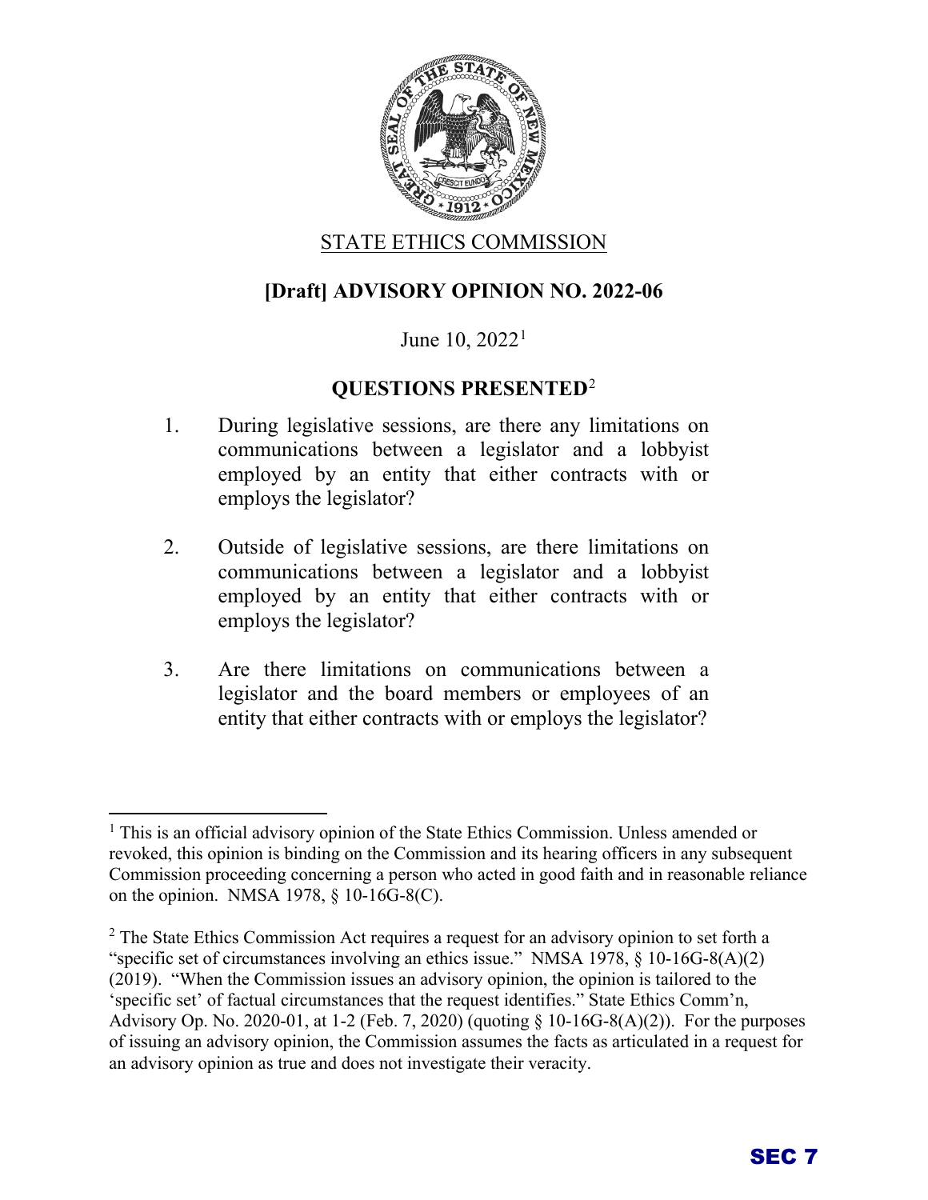STATE ETHICS COMMISSION

**[Draft] ADVISORY OPINION NO. 2022-06**

June 10, 2022[1]

**QUESTIONS PRESENTED**[2]

1. During legislative sessions, are there any limitations on communications between a legislator and a lobbyist employed by an entity that either contracts with or employs the legislator?

2. Outside of legislative sessions, are there limitations on communications between a legislator and a lobbyist employed by an entity that either contracts with or employs the legislator?

3. Are there limitations on communications between a legislator and the board members or employees of an entity that either contracts with or employs the legislator?

---

[1] This is an official advisory opinion of the State Ethics Commission. Unless amended or revoked, this opinion is binding on the Commission and its hearing officers in any subsequent Commission proceeding concerning a person who acted in good faith and in reasonable reliance on the opinion. NMSA 1978, § 10-16G-8(C).

[2] The State Ethics Commission Act requires a request for an advisory opinion to set forth a "specific set of circumstances involving an ethics issue." NMSA 1978, § 10-16G-8(A)(2) (2019). "When the Commission issues an advisory opinion, the opinion is tailored to the 'specific set' of factual circumstances that the request identifies." State Ethics Comm'n, Advisory Op. No. 2020-01, at 1-2 (Feb. 7, 2020) (quoting § 10-16G-8(A)(2)). For the purposes of issuing an advisory opinion, the Commission assumes the facts as articulated in a request for an advisory opinion as true and does not investigate their veracity.

SEC 7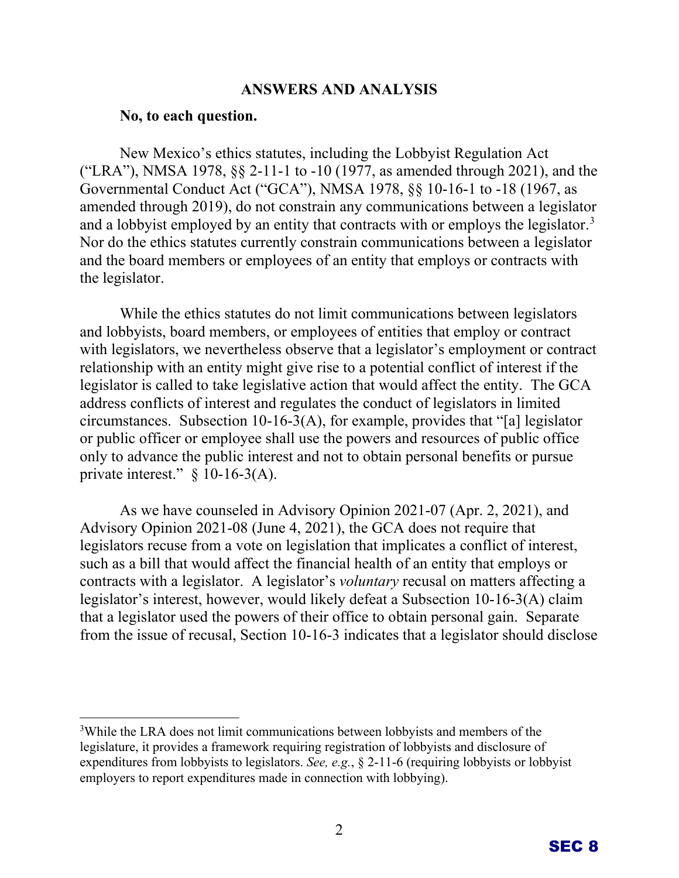## ANSWERS AND ANALYSIS

**No, to each question.**

New Mexico's ethics statutes, including the Lobbyist Regulation Act ("LRA"), NMSA 1978, §§ 2-11-1 to -10 (1977, as amended through 2021), and the Governmental Conduct Act ("GCA"), NMSA 1978, §§ 10-16-1 to -18 (1967, as amended through 2019), do not constrain any communications between a legislator and a lobbyist employed by an entity that contracts with or employs the legislator.[3] Nor do the ethics statutes currently constrain communications between a legislator and the board members or employees of an entity that employs or contracts with the legislator.

While the ethics statutes do not limit communications between legislators and lobbyists, board members, or employees of entities that employ or contract with legislators, we nevertheless observe that a legislator's employment or contract relationship with an entity might give rise to a potential conflict of interest if the legislator is called to take legislative action that would affect the entity. The GCA address conflicts of interest and regulates the conduct of legislators in limited circumstances. Subsection 10-16-3(A), for example, provides that "[a] legislator or public officer or employee shall use the powers and resources of public office only to advance the public interest and not to obtain personal benefits or pursue private interest." § 10-16-3(A).

As we have counseled in Advisory Opinion 2021-07 (Apr. 2, 2021), and Advisory Opinion 2021-08 (June 4, 2021), the GCA does not require that legislators recuse from a vote on legislation that implicates a conflict of interest, such as a bill that would affect the financial health of an entity that employs or contracts with a legislator. A legislator's *voluntary* recusal on matters affecting a legislator's interest, however, would likely defeat a Subsection 10-16-3(A) claim that a legislator used the powers of their office to obtain personal gain. Separate from the issue of recusal, Section 10-16-3 indicates that a legislator should disclose

[3]While the LRA does not limit communications between lobbyists and members of the legislature, it provides a framework requiring registration of lobbyists and disclosure of expenditures from lobbyists to legislators. *See, e.g.*, § 2-11-6 (requiring lobbyists or lobbyist employers to report expenditures made in connection with lobbying).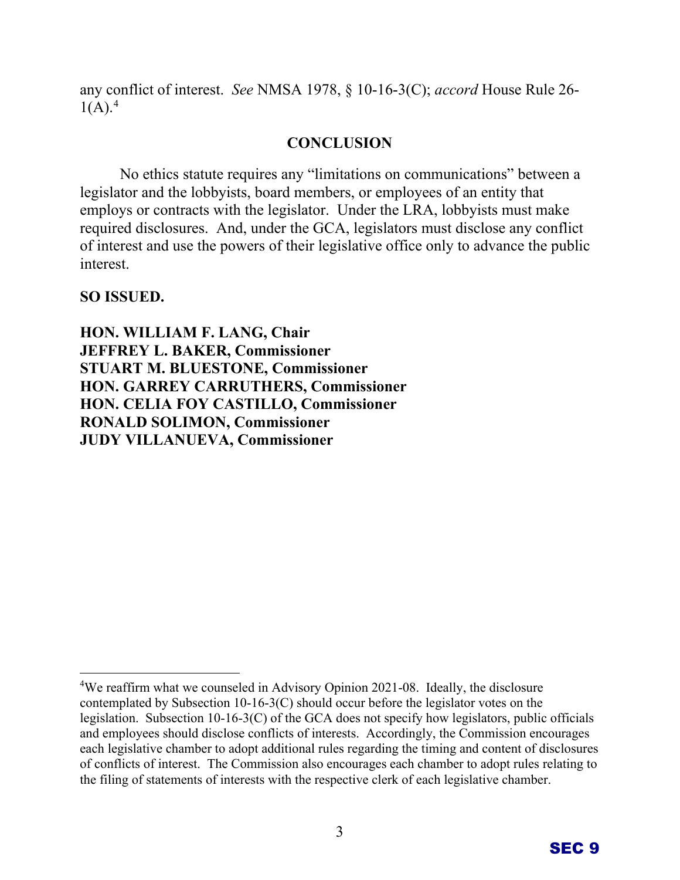any conflict of interest. *See* NMSA 1978, § 10-16-3(C); *accord* House Rule 26-1(A).[4]

## CONCLUSION

No ethics statute requires any "limitations on communications" between a legislator and the lobbyists, board members, or employees of an entity that employs or contracts with the legislator. Under the LRA, lobbyists must make required disclosures. And, under the GCA, legislators must disclose any conflict of interest and use the powers of their legislative office only to advance the public interest.

**SO ISSUED.**

**HON. WILLIAM F. LANG, Chair**
**JEFFREY L. BAKER, Commissioner**
**STUART M. BLUESTONE, Commissioner**
**HON. GARREY CARRUTHERS, Commissioner**
**HON. CELIA FOY CASTILLO, Commissioner**
**RONALD SOLIMON, Commissioner**
**JUDY VILLANUEVA, Commissioner**

---

[4]We reaffirm what we counseled in Advisory Opinion 2021-08. Ideally, the disclosure contemplated by Subsection 10-16-3(C) should occur before the legislator votes on the legislation. Subsection 10-16-3(C) of the GCA does not specify how legislators, public officials and employees should disclose conflicts of interests. Accordingly, the Commission encourages each legislative chamber to adopt additional rules regarding the timing and content of disclosures of conflicts of interest. The Commission also encourages each chamber to adopt rules relating to the filing of statements of interests with the respective clerk of each legislative chamber.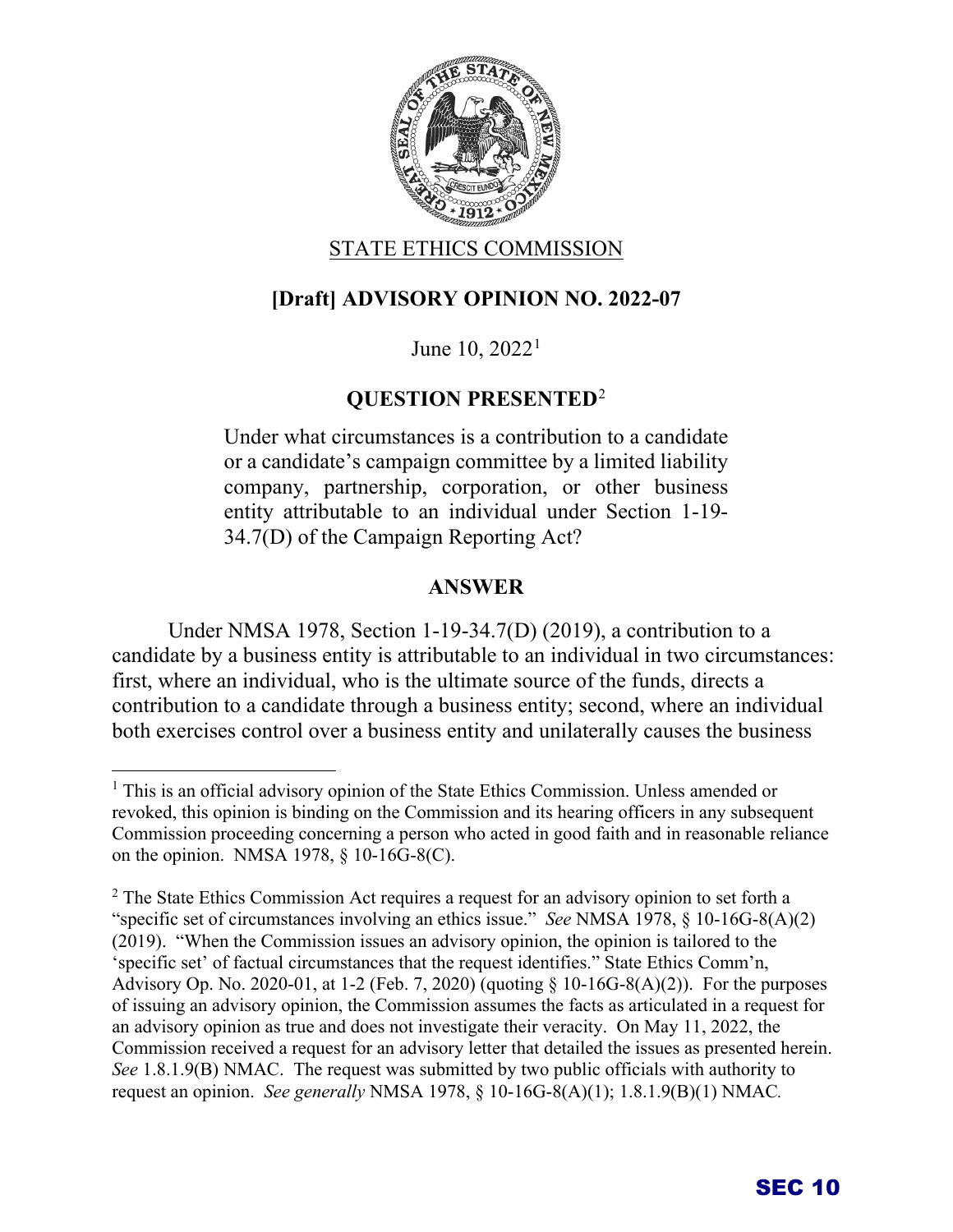STATE ETHICS COMMISSION

## [Draft] ADVISORY OPINION NO. 2022-07

June 10, 2022[1]

### QUESTION PRESENTED[2]

Under what circumstances is a contribution to a candidate or a candidate's campaign committee by a limited liability company, partnership, corporation, or other business entity attributable to an individual under Section 1-19-34.7(D) of the Campaign Reporting Act?

### ANSWER

Under NMSA 1978, Section 1-19-34.7(D) (2019), a contribution to a candidate by a business entity is attributable to an individual in two circumstances: first, where an individual, who is the ultimate source of the funds, directs a contribution to a candidate through a business entity; second, where an individual both exercises control over a business entity and unilaterally causes the business

---

[1] This is an official advisory opinion of the State Ethics Commission. Unless amended or revoked, this opinion is binding on the Commission and its hearing officers in any subsequent Commission proceeding concerning a person who acted in good faith and in reasonable reliance on the opinion. NMSA 1978, § 10-16G-8(C).

[2] The State Ethics Commission Act requires a request for an advisory opinion to set forth a "specific set of circumstances involving an ethics issue." *See* NMSA 1978, § 10-16G-8(A)(2) (2019). "When the Commission issues an advisory opinion, the opinion is tailored to the 'specific set' of factual circumstances that the request identifies." State Ethics Comm'n, Advisory Op. No. 2020-01, at 1-2 (Feb. 7, 2020) (quoting § 10-16G-8(A)(2)). For the purposes of issuing an advisory opinion, the Commission assumes the facts as articulated in a request for an advisory opinion as true and does not investigate their veracity. On May 11, 2022, the Commission received a request for an advisory letter that detailed the issues as presented herein. *See* 1.8.1.9(B) NMAC. The request was submitted by two public officials with authority to request an opinion. *See generally* NMSA 1978, § 10-16G-8(A)(1); 1.8.1.9(B)(1) NMAC.

SEC 10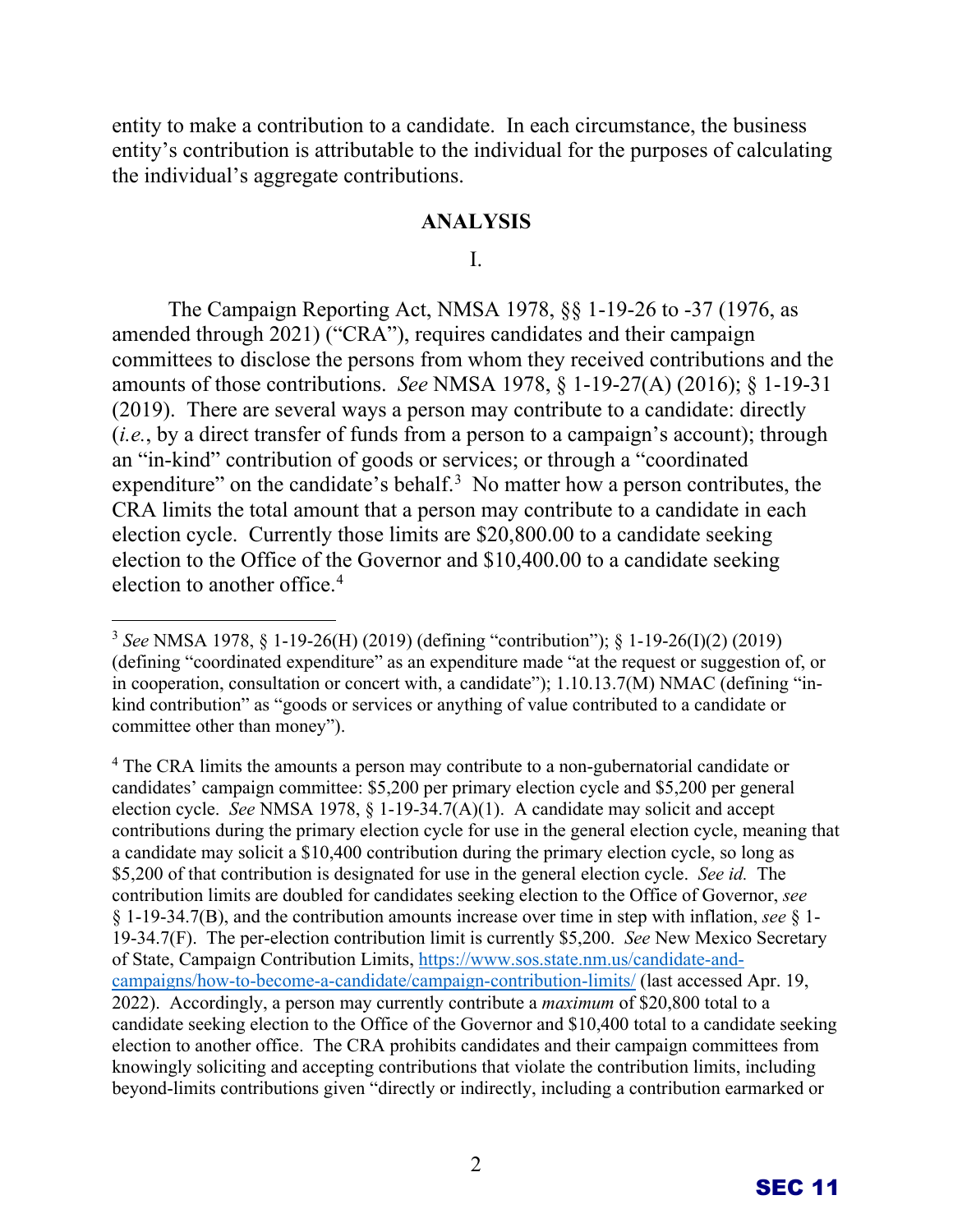entity to make a contribution to a candidate. In each circumstance, the business entity's contribution is attributable to the individual for the purposes of calculating the individual's aggregate contributions.

## ANALYSIS

### I.

The Campaign Reporting Act, NMSA 1978, §§ 1-19-26 to -37 (1976, as amended through 2021) ("CRA"), requires candidates and their campaign committees to disclose the persons from whom they received contributions and the amounts of those contributions. *See* NMSA 1978, § 1-19-27(A) (2016); § 1-19-31 (2019). There are several ways a person may contribute to a candidate: directly (*i.e.*, by a direct transfer of funds from a person to a campaign's account); through an "in-kind" contribution of goods or services; or through a "coordinated expenditure" on the candidate's behalf.[3] No matter how a person contributes, the CRA limits the total amount that a person may contribute to a candidate in each election cycle. Currently those limits are $20,800.00 to a candidate seeking election to the Office of the Governor and $10,400.00 to a candidate seeking election to another office.[4]

---

[3] *See* NMSA 1978, § 1-19-26(H) (2019) (defining "contribution"); § 1-19-26(I)(2) (2019) (defining "coordinated expenditure" as an expenditure made "at the request or suggestion of, or in cooperation, consultation or concert with, a candidate"); 1.10.13.7(M) NMAC (defining "in-kind contribution" as "goods or services or anything of value contributed to a candidate or committee other than money").

[4] The CRA limits the amounts a person may contribute to a non-gubernatorial candidate or candidates' campaign committee: $5,200 per primary election cycle and $5,200 per general election cycle. *See* NMSA 1978, § 1-19-34.7(A)(1). A candidate may solicit and accept contributions during the primary election cycle for use in the general election cycle, meaning that a candidate may solicit a $10,400 contribution during the primary election cycle, so long as $5,200 of that contribution is designated for use in the general election cycle. *See id.* The contribution limits are doubled for candidates seeking election to the Office of Governor, *see* § 1-19-34.7(B), and the contribution amounts increase over time in step with inflation, *see* § 1-19-34.7(F). The per-election contribution limit is currently $5,200. *See* New Mexico Secretary of State, Campaign Contribution Limits, https://www.sos.state.nm.us/candidate-and-campaigns/how-to-become-a-candidate/campaign-contribution-limits/ (last accessed Apr. 19, 2022). Accordingly, a person may currently contribute a *maximum* of $20,800 total to a candidate seeking election to the Office of the Governor and $10,400 total to a candidate seeking election to another office. The CRA prohibits candidates and their campaign committees from knowingly soliciting and accepting contributions that violate the contribution limits, including beyond-limits contributions given "directly or indirectly, including a contribution earmarked or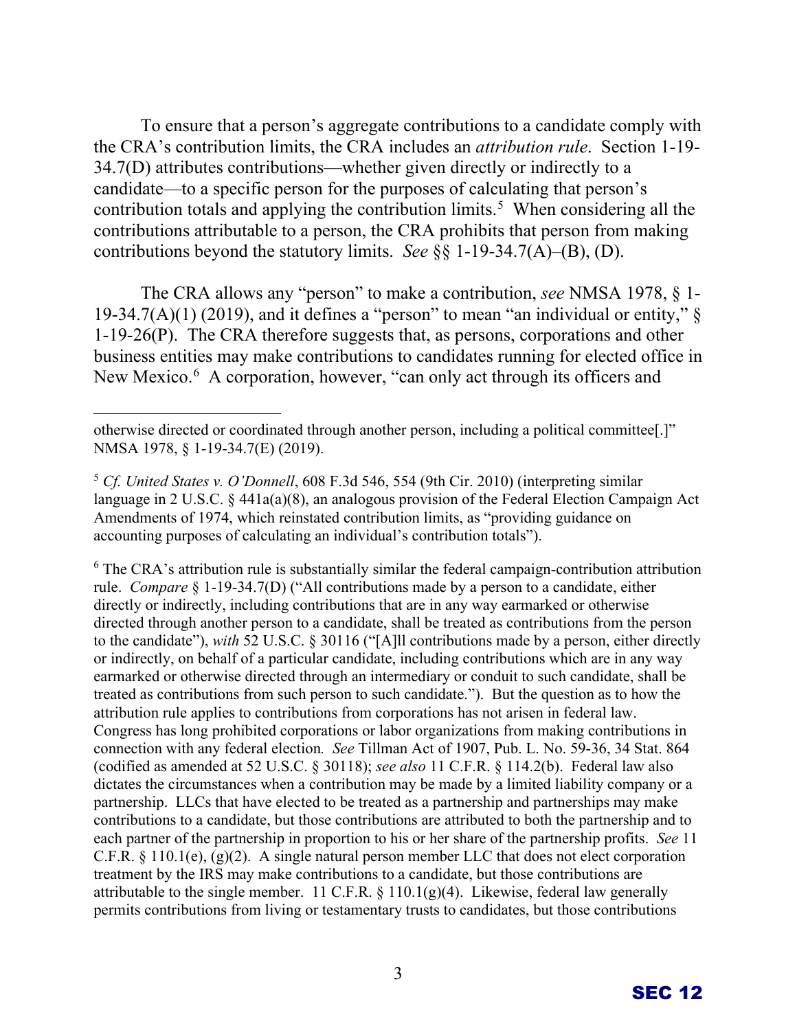To ensure that a person's aggregate contributions to a candidate comply with the CRA's contribution limits, the CRA includes an *attribution rule*. Section 1-19-34.7(D) attributes contributions—whether given directly or indirectly to a candidate—to a specific person for the purposes of calculating that person's contribution totals and applying the contribution limits.[5] When considering all the contributions attributable to a person, the CRA prohibits that person from making contributions beyond the statutory limits. *See* §§ 1-19-34.7(A)–(B), (D).

The CRA allows any "person" to make a contribution, *see* NMSA 1978, § 1-19-34.7(A)(1) (2019), and it defines a "person" to mean "an individual or entity," § 1-19-26(P). The CRA therefore suggests that, as persons, corporations and other business entities may make contributions to candidates running for elected office in New Mexico.[6] A corporation, however, "can only act through its officers and

---

otherwise directed or coordinated through another person, including a political committee[.]" NMSA 1978, § 1-19-34.7(E) (2019).

[5] *Cf. United States v. O'Donnell*, 608 F.3d 546, 554 (9th Cir. 2010) (interpreting similar language in 2 U.S.C. § 441a(a)(8), an analogous provision of the Federal Election Campaign Act Amendments of 1974, which reinstated contribution limits, as "providing guidance on accounting purposes of calculating an individual's contribution totals").

[6] The CRA's attribution rule is substantially similar the federal campaign-contribution attribution rule. *Compare* § 1-19-34.7(D) ("All contributions made by a person to a candidate, either directly or indirectly, including contributions that are in any way earmarked or otherwise directed through another person to a candidate, shall be treated as contributions from the person to the candidate"), *with* 52 U.S.C. § 30116 ("[A]ll contributions made by a person, either directly or indirectly, on behalf of a particular candidate, including contributions which are in any way earmarked or otherwise directed through an intermediary or conduit to such candidate, shall be treated as contributions from such person to such candidate."). But the question as to how the attribution rule applies to contributions from corporations has not arisen in federal law. Congress has long prohibited corporations or labor organizations from making contributions in connection with any federal election*.* *See* Tillman Act of 1907, Pub. L. No. 59-36, 34 Stat. 864 (codified as amended at 52 U.S.C. § 30118); *see also* 11 C.F.R. § 114.2(b). Federal law also dictates the circumstances when a contribution may be made by a limited liability company or a partnership. LLCs that have elected to be treated as a partnership and partnerships may make contributions to a candidate, but those contributions are attributed to both the partnership and to each partner of the partnership in proportion to his or her share of the partnership profits. *See* 11 C.F.R. § 110.1(e), (g)(2). A single natural person member LLC that does not elect corporation treatment by the IRS may make contributions to a candidate, but those contributions are attributable to the single member. 11 C.F.R. § 110.1(g)(4). Likewise, federal law generally permits contributions from living or testamentary trusts to candidates, but those contributions

SEC 12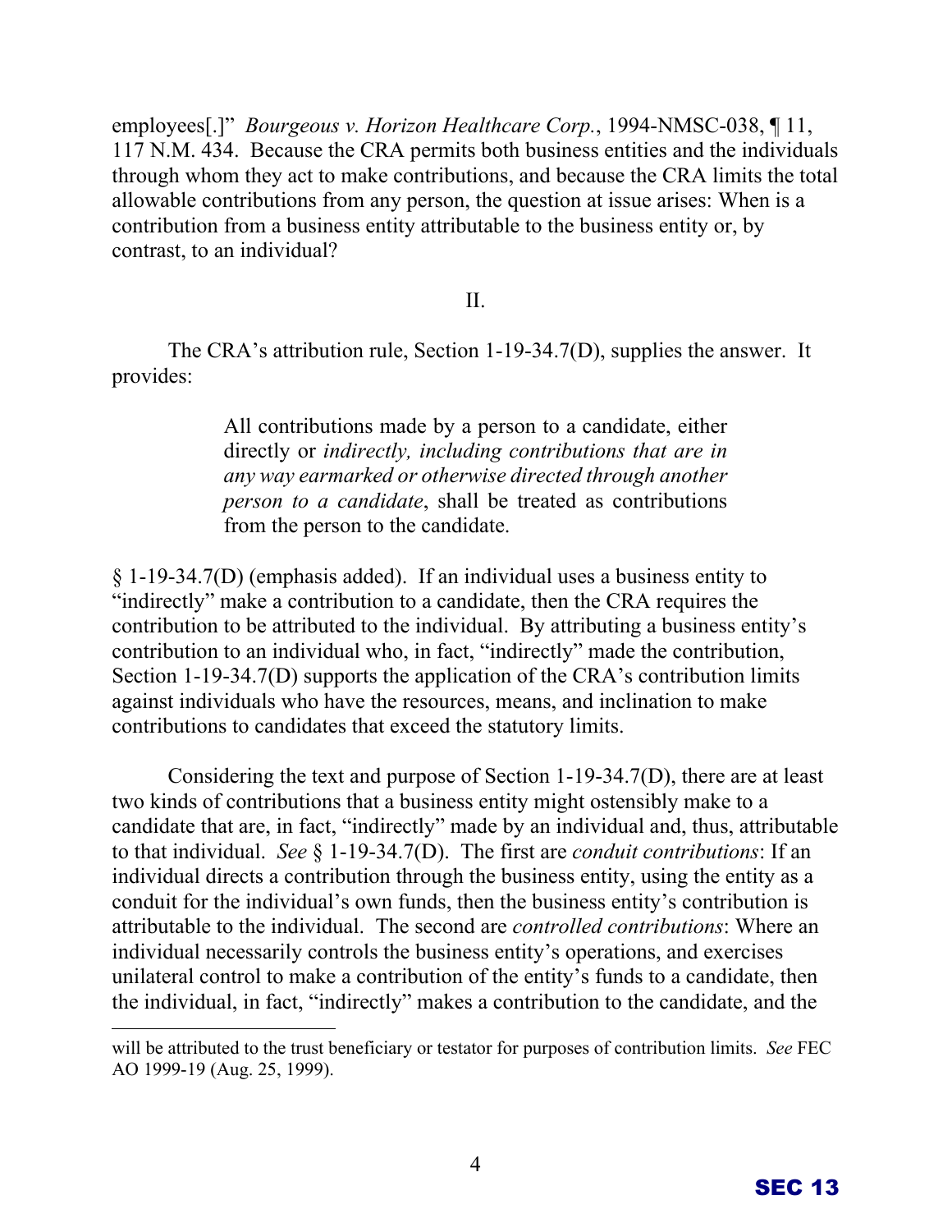employees[.]" *Bourgeous v. Horizon Healthcare Corp.*, 1994-NMSC-038, ¶ 11, 117 N.M. 434. Because the CRA permits both business entities and the individuals through whom they act to make contributions, and because the CRA limits the total allowable contributions from any person, the question at issue arises: When is a contribution from a business entity attributable to the business entity or, by contrast, to an individual?

II.

The CRA's attribution rule, Section 1-19-34.7(D), supplies the answer. It provides:

> All contributions made by a person to a candidate, either directly or *indirectly, including contributions that are in any way earmarked or otherwise directed through another person to a candidate*, shall be treated as contributions from the person to the candidate.

§ 1-19-34.7(D) (emphasis added). If an individual uses a business entity to "indirectly" make a contribution to a candidate, then the CRA requires the contribution to be attributed to the individual. By attributing a business entity's contribution to an individual who, in fact, "indirectly" made the contribution, Section 1-19-34.7(D) supports the application of the CRA's contribution limits against individuals who have the resources, means, and inclination to make contributions to candidates that exceed the statutory limits.

Considering the text and purpose of Section 1-19-34.7(D), there are at least two kinds of contributions that a business entity might ostensibly make to a candidate that are, in fact, "indirectly" made by an individual and, thus, attributable to that individual. *See* § 1-19-34.7(D). The first are *conduit contributions*: If an individual directs a contribution through the business entity, using the entity as a conduit for the individual's own funds, then the business entity's contribution is attributable to the individual. The second are *controlled contributions*: Where an individual necessarily controls the business entity's operations, and exercises unilateral control to make a contribution of the entity's funds to a candidate, then the individual, in fact, "indirectly" makes a contribution to the candidate, and the

---

will be attributed to the trust beneficiary or testator for purposes of contribution limits. *See* FEC AO 1999-19 (Aug. 25, 1999).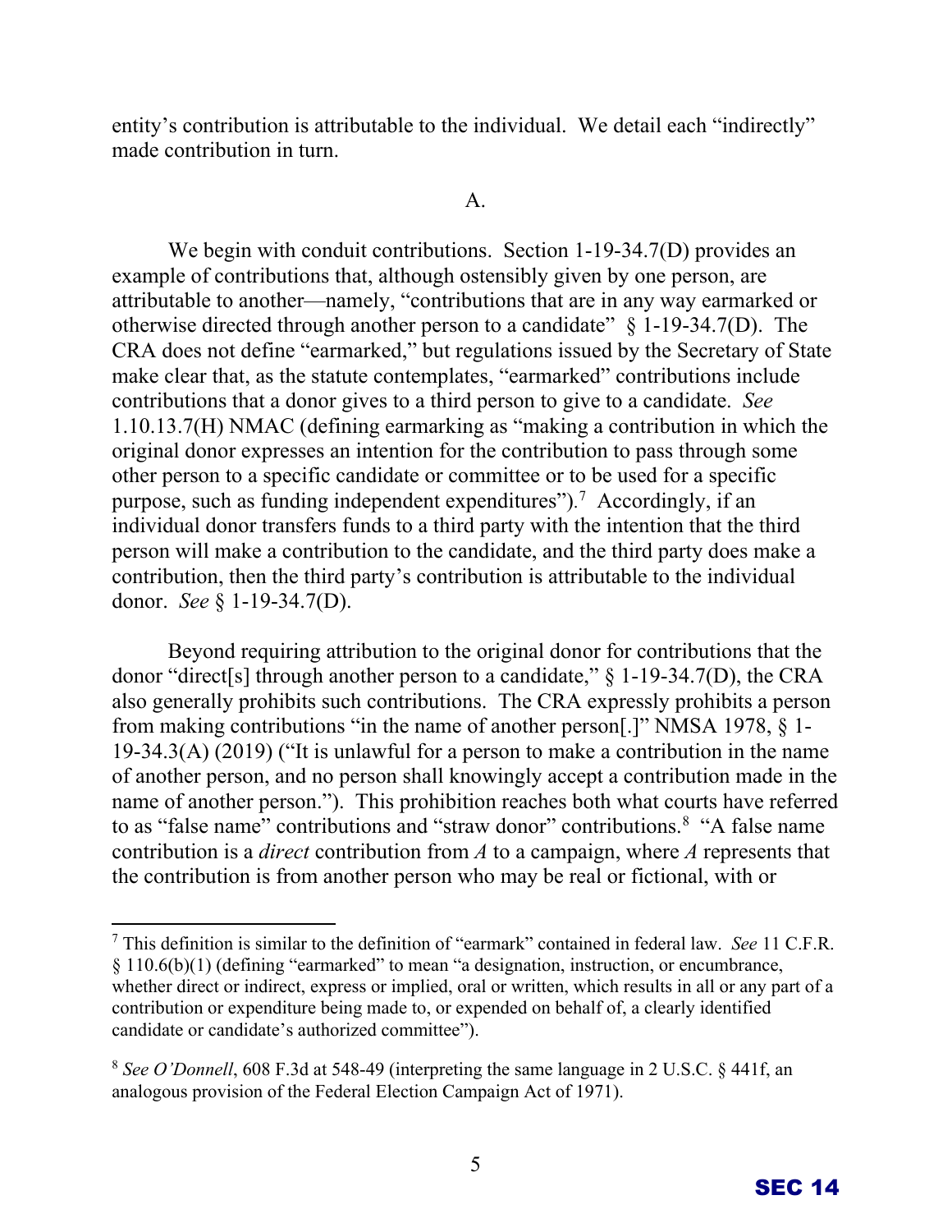entity's contribution is attributable to the individual. We detail each "indirectly" made contribution in turn.

A.

We begin with conduit contributions. Section 1-19-34.7(D) provides an example of contributions that, although ostensibly given by one person, are attributable to another—namely, "contributions that are in any way earmarked or otherwise directed through another person to a candidate" § 1-19-34.7(D). The CRA does not define "earmarked," but regulations issued by the Secretary of State make clear that, as the statute contemplates, "earmarked" contributions include contributions that a donor gives to a third person to give to a candidate. *See* 1.10.13.7(H) NMAC (defining earmarking as "making a contribution in which the original donor expresses an intention for the contribution to pass through some other person to a specific candidate or committee or to be used for a specific purpose, such as funding independent expenditures").[7] Accordingly, if an individual donor transfers funds to a third party with the intention that the third person will make a contribution to the candidate, and the third party does make a contribution, then the third party's contribution is attributable to the individual donor. *See* § 1-19-34.7(D).

Beyond requiring attribution to the original donor for contributions that the donor "direct[s] through another person to a candidate," § 1-19-34.7(D), the CRA also generally prohibits such contributions. The CRA expressly prohibits a person from making contributions "in the name of another person[.]" NMSA 1978, § 1-19-34.3(A) (2019) ("It is unlawful for a person to make a contribution in the name of another person, and no person shall knowingly accept a contribution made in the name of another person."). This prohibition reaches both what courts have referred to as "false name" contributions and "straw donor" contributions.[8] "A false name contribution is a *direct* contribution from *A* to a campaign, where *A* represents that the contribution is from another person who may be real or fictional, with or

---

[7] This definition is similar to the definition of "earmark" contained in federal law. *See* 11 C.F.R. § 110.6(b)(1) (defining "earmarked" to mean "a designation, instruction, or encumbrance, whether direct or indirect, express or implied, oral or written, which results in all or any part of a contribution or expenditure being made to, or expended on behalf of, a clearly identified candidate or candidate's authorized committee").

[8] *See O'Donnell*, 608 F.3d at 548-49 (interpreting the same language in 2 U.S.C. § 441f, an analogous provision of the Federal Election Campaign Act of 1971).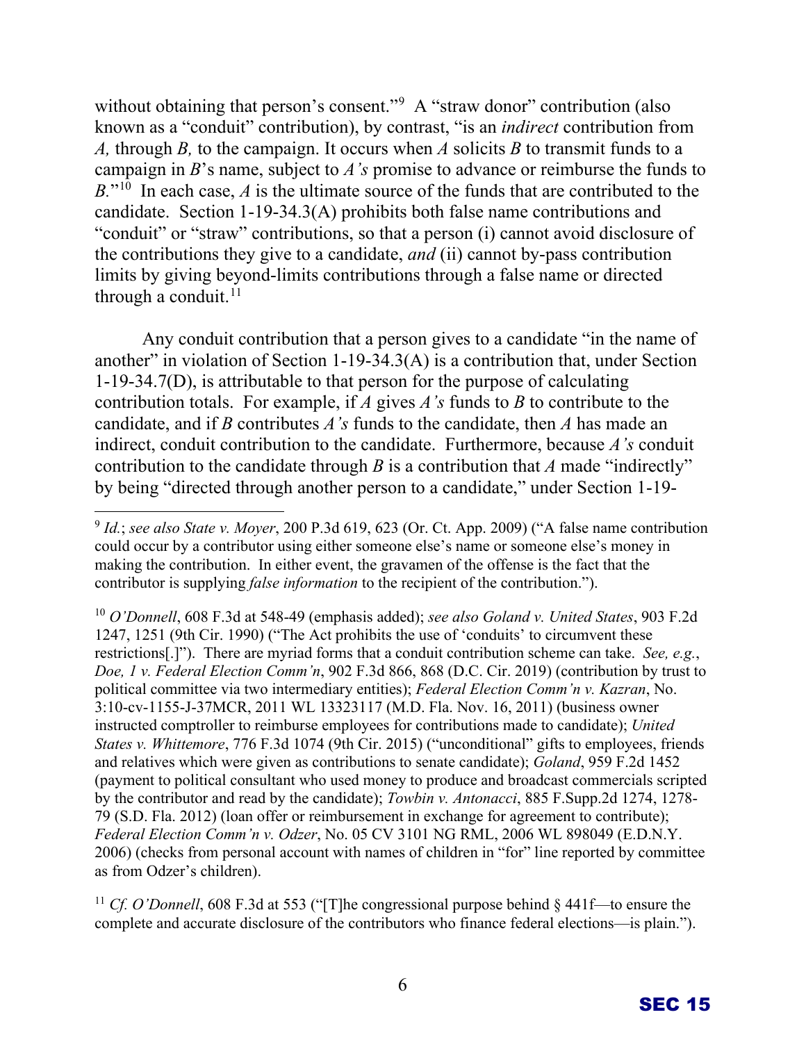without obtaining that person's consent."[9] A "straw donor" contribution (also known as a "conduit" contribution), by contrast, "is an *indirect* contribution from *A,* through *B,* to the campaign. It occurs when *A* solicits *B* to transmit funds to a campaign in *B*'s name, subject to *A's* promise to advance or reimburse the funds to *B*."[10] In each case, *A* is the ultimate source of the funds that are contributed to the candidate. Section 1-19-34.3(A) prohibits both false name contributions and "conduit" or "straw" contributions, so that a person (i) cannot avoid disclosure of the contributions they give to a candidate, *and* (ii) cannot by-pass contribution limits by giving beyond-limits contributions through a false name or directed through a conduit.[11]

Any conduit contribution that a person gives to a candidate "in the name of another" in violation of Section 1-19-34.3(A) is a contribution that, under Section 1-19-34.7(D), is attributable to that person for the purpose of calculating contribution totals. For example, if *A* gives *A's* funds to *B* to contribute to the candidate, and if *B* contributes *A's* funds to the candidate, then *A* has made an indirect, conduit contribution to the candidate. Furthermore, because *A's* conduit contribution to the candidate through *B* is a contribution that *A* made "indirectly" by being "directed through another person to a candidate," under Section 1-19-

---

[9] *Id.*; *see also State v. Moyer*, 200 P.3d 619, 623 (Or. Ct. App. 2009) ("A false name contribution could occur by a contributor using either someone else's name or someone else's money in making the contribution. In either event, the gravamen of the offense is the fact that the contributor is supplying *false information* to the recipient of the contribution.").

[10] *O'Donnell*, 608 F.3d at 548-49 (emphasis added); *see also Goland v. United States*, 903 F.2d 1247, 1251 (9th Cir. 1990) ("The Act prohibits the use of 'conduits' to circumvent these restrictions[.]"). There are myriad forms that a conduit contribution scheme can take. *See, e.g.*, *Doe, 1 v. Federal Election Comm'n*, 902 F.3d 866, 868 (D.C. Cir. 2019) (contribution by trust to political committee via two intermediary entities); *Federal Election Comm'n v. Kazran*, No. 3:10-cv-1155-J-37MCR, 2011 WL 13323117 (M.D. Fla. Nov. 16, 2011) (business owner instructed comptroller to reimburse employees for contributions made to candidate); *United States v. Whittemore*, 776 F.3d 1074 (9th Cir. 2015) ("unconditional" gifts to employees, friends and relatives which were given as contributions to senate candidate); *Goland*, 959 F.2d 1452 (payment to political consultant who used money to produce and broadcast commercials scripted by the contributor and read by the candidate); *Towbin v. Antonacci*, 885 F.Supp.2d 1274, 1278-79 (S.D. Fla. 2012) (loan offer or reimbursement in exchange for agreement to contribute); *Federal Election Comm'n v. Odzer*, No. 05 CV 3101 NG RML, 2006 WL 898049 (E.D.N.Y. 2006) (checks from personal account with names of children in "for" line reported by committee as from Odzer's children).

[11] *Cf. O'Donnell*, 608 F.3d at 553 ("[T]he congressional purpose behind § 441f—to ensure the complete and accurate disclosure of the contributors who finance federal elections—is plain.").

**SEC 15**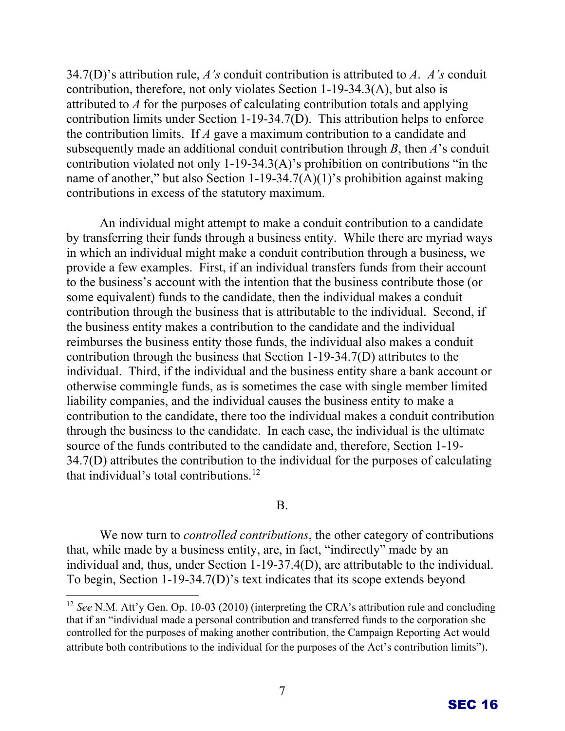34.7(D)'s attribution rule, *A's* conduit contribution is attributed to *A*. *A's* conduit contribution, therefore, not only violates Section 1-19-34.3(A), but also is attributed to *A* for the purposes of calculating contribution totals and applying contribution limits under Section 1-19-34.7(D). This attribution helps to enforce the contribution limits. If *A* gave a maximum contribution to a candidate and subsequently made an additional conduit contribution through *B*, then *A*'s conduit contribution violated not only 1-19-34.3(A)'s prohibition on contributions "in the name of another," but also Section 1-19-34.7(A)(1)'s prohibition against making contributions in excess of the statutory maximum.

An individual might attempt to make a conduit contribution to a candidate by transferring their funds through a business entity. While there are myriad ways in which an individual might make a conduit contribution through a business, we provide a few examples. First, if an individual transfers funds from their account to the business's account with the intention that the business contribute those (or some equivalent) funds to the candidate, then the individual makes a conduit contribution through the business that is attributable to the individual. Second, if the business entity makes a contribution to the candidate and the individual reimburses the business entity those funds, the individual also makes a conduit contribution through the business that Section 1-19-34.7(D) attributes to the individual. Third, if the individual and the business entity share a bank account or otherwise commingle funds, as is sometimes the case with single member limited liability companies, and the individual causes the business entity to make a contribution to the candidate, there too the individual makes a conduit contribution through the business to the candidate. In each case, the individual is the ultimate source of the funds contributed to the candidate and, therefore, Section 1-19-34.7(D) attributes the contribution to the individual for the purposes of calculating that individual's total contributions.[12]

B.

We now turn to *controlled contributions*, the other category of contributions that, while made by a business entity, are, in fact, "indirectly" made by an individual and, thus, under Section 1-19-37.4(D), are attributable to the individual. To begin, Section 1-19-34.7(D)'s text indicates that its scope extends beyond

[12] *See* N.M. Att'y Gen. Op. 10-03 (2010) (interpreting the CRA's attribution rule and concluding that if an "individual made a personal contribution and transferred funds to the corporation she controlled for the purposes of making another contribution, the Campaign Reporting Act would attribute both contributions to the individual for the purposes of the Act's contribution limits").

SEC 16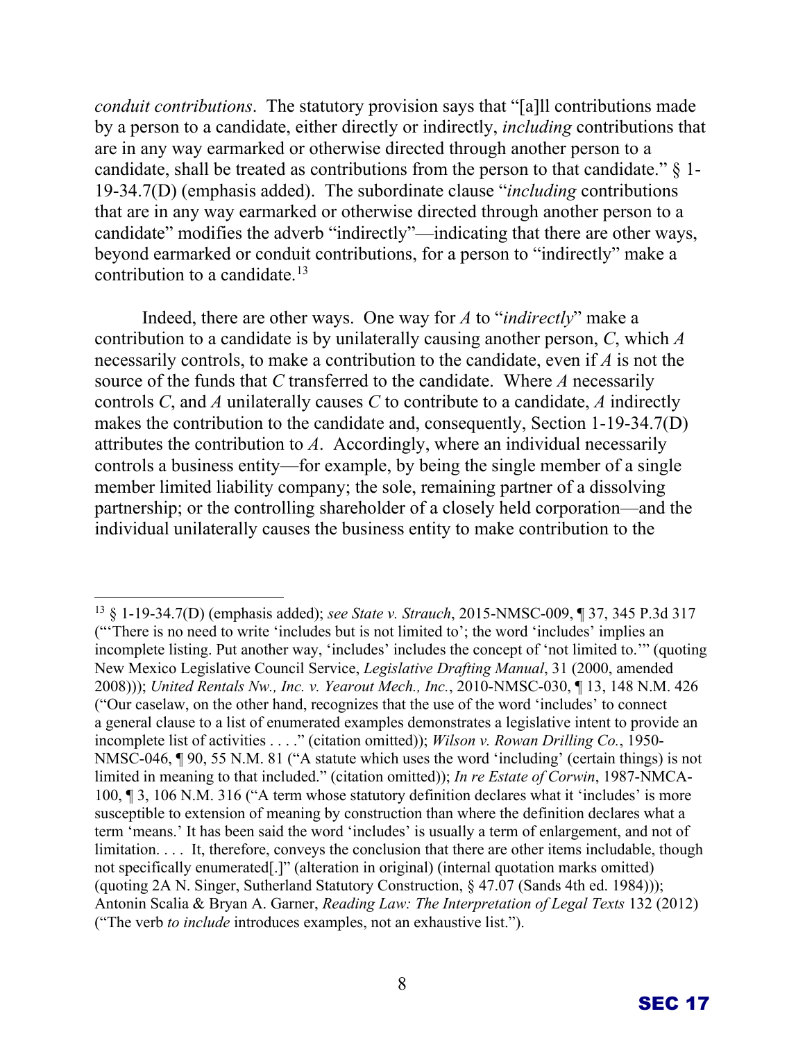*conduit contributions*. The statutory provision says that "[a]ll contributions made by a person to a candidate, either directly or indirectly, *including* contributions that are in any way earmarked or otherwise directed through another person to a candidate, shall be treated as contributions from the person to that candidate." § 1-19-34.7(D) (emphasis added). The subordinate clause "*including* contributions that are in any way earmarked or otherwise directed through another person to a candidate" modifies the adverb "indirectly"—indicating that there are other ways, beyond earmarked or conduit contributions, for a person to "indirectly" make a contribution to a candidate.[13]

Indeed, there are other ways. One way for *A* to "*indirectly*" make a contribution to a candidate is by unilaterally causing another person, *C*, which *A* necessarily controls, to make a contribution to the candidate, even if *A* is not the source of the funds that *C* transferred to the candidate. Where *A* necessarily controls *C*, and *A* unilaterally causes *C* to contribute to a candidate, *A* indirectly makes the contribution to the candidate and, consequently, Section 1-19-34.7(D) attributes the contribution to *A*. Accordingly, where an individual necessarily controls a business entity—for example, by being the single member of a single member limited liability company; the sole, remaining partner of a dissolving partnership; or the controlling shareholder of a closely held corporation—and the individual unilaterally causes the business entity to make contribution to the

---

[13] § 1-19-34.7(D) (emphasis added); *see State v. Strauch*, 2015-NMSC-009, ¶ 37, 345 P.3d 317 ("'There is no need to write 'includes but is not limited to'; the word 'includes' implies an incomplete listing. Put another way, 'includes' includes the concept of 'not limited to.'" (quoting New Mexico Legislative Council Service, *Legislative Drafting Manual*, 31 (2000, amended 2008))); *United Rentals Nw., Inc. v. Yearout Mech., Inc.*, 2010-NMSC-030, ¶ 13, 148 N.M. 426 ("Our caselaw, on the other hand, recognizes that the use of the word 'includes' to connect a general clause to a list of enumerated examples demonstrates a legislative intent to provide an incomplete list of activities . . . ." (citation omitted)); *Wilson v. Rowan Drilling Co.*, 1950-NMSC-046, ¶ 90, 55 N.M. 81 ("A statute which uses the word 'including' (certain things) is not limited in meaning to that included." (citation omitted)); *In re Estate of Corwin*, 1987-NMCA-100, ¶ 3, 106 N.M. 316 ("A term whose statutory definition declares what it 'includes' is more susceptible to extension of meaning by construction than where the definition declares what a term 'means.' It has been said the word 'includes' is usually a term of enlargement, and not of limitation. . . . It, therefore, conveys the conclusion that there are other items includable, though not specifically enumerated[.]" (alteration in original) (internal quotation marks omitted) (quoting 2A N. Singer, Sutherland Statutory Construction, § 47.07 (Sands 4th ed. 1984))); Antonin Scalia & Bryan A. Garner, *Reading Law: The Interpretation of Legal Texts* 132 (2012) ("The verb *to include* introduces examples, not an exhaustive list.").

SEC 17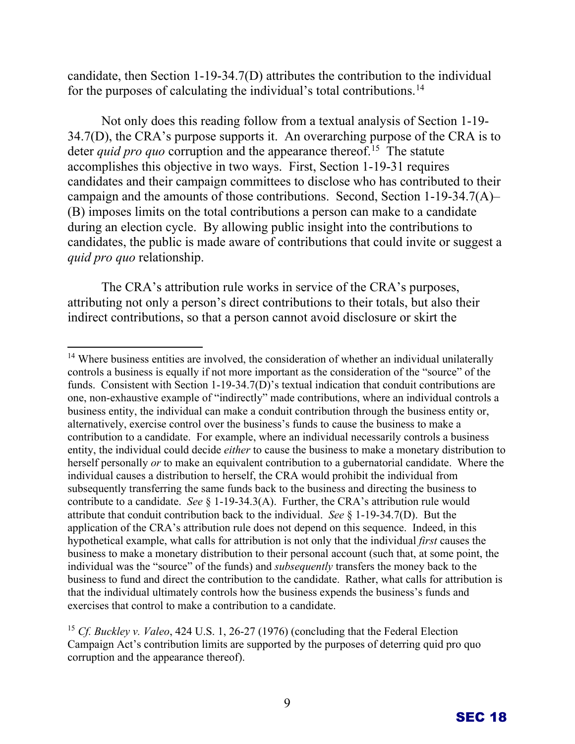candidate, then Section 1-19-34.7(D) attributes the contribution to the individual for the purposes of calculating the individual's total contributions.[14]

Not only does this reading follow from a textual analysis of Section 1-19-34.7(D), the CRA's purpose supports it. An overarching purpose of the CRA is to deter *quid pro quo* corruption and the appearance thereof.[15] The statute accomplishes this objective in two ways. First, Section 1-19-31 requires candidates and their campaign committees to disclose who has contributed to their campaign and the amounts of those contributions. Second, Section 1-19-34.7(A)–(B) imposes limits on the total contributions a person can make to a candidate during an election cycle. By allowing public insight into the contributions to candidates, the public is made aware of contributions that could invite or suggest a *quid pro quo* relationship.

The CRA's attribution rule works in service of the CRA's purposes, attributing not only a person's direct contributions to their totals, but also their indirect contributions, so that a person cannot avoid disclosure or skirt the

---

[14] Where business entities are involved, the consideration of whether an individual unilaterally controls a business is equally if not more important as the consideration of the "source" of the funds. Consistent with Section 1-19-34.7(D)'s textual indication that conduit contributions are one, non-exhaustive example of "indirectly" made contributions, where an individual controls a business entity, the individual can make a conduit contribution through the business entity or, alternatively, exercise control over the business's funds to cause the business to make a contribution to a candidate. For example, where an individual necessarily controls a business entity, the individual could decide *either* to cause the business to make a monetary distribution to herself personally *or* to make an equivalent contribution to a gubernatorial candidate. Where the individual causes a distribution to herself, the CRA would prohibit the individual from subsequently transferring the same funds back to the business and directing the business to contribute to a candidate. *See* § 1-19-34.3(A). Further, the CRA's attribution rule would attribute that conduit contribution back to the individual. *See* § 1-19-34.7(D). But the application of the CRA's attribution rule does not depend on this sequence. Indeed, in this hypothetical example, what calls for attribution is not only that the individual *first* causes the business to make a monetary distribution to their personal account (such that, at some point, the individual was the "source" of the funds) and *subsequently* transfers the money back to the business to fund and direct the contribution to the candidate. Rather, what calls for attribution is that the individual ultimately controls how the business expends the business's funds and exercises that control to make a contribution to a candidate.

[15] *Cf. Buckley v. Valeo*, 424 U.S. 1, 26-27 (1976) (concluding that the Federal Election Campaign Act's contribution limits are supported by the purposes of deterring quid pro quo corruption and the appearance thereof).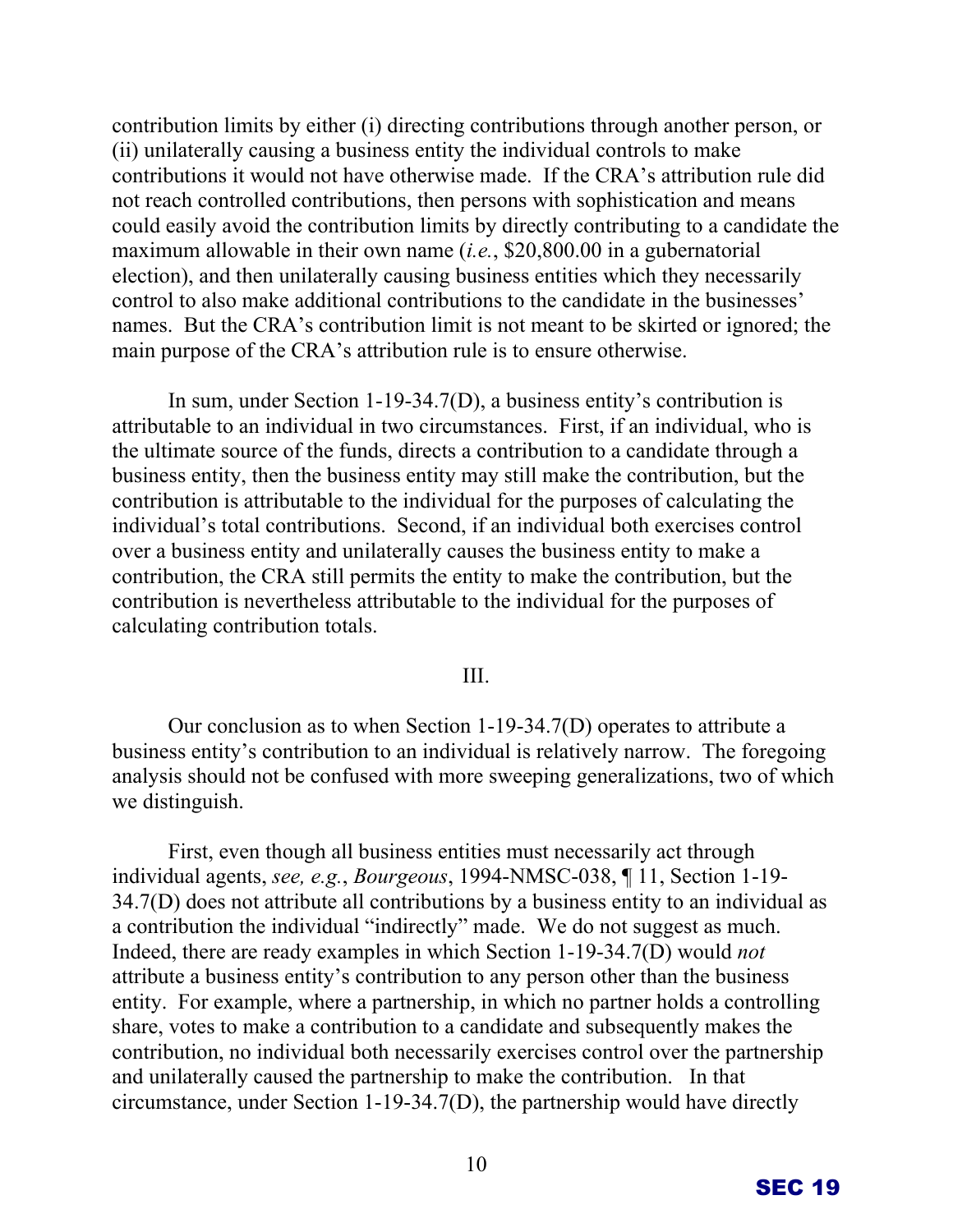contribution limits by either (i) directing contributions through another person, or (ii) unilaterally causing a business entity the individual controls to make contributions it would not have otherwise made. If the CRA's attribution rule did not reach controlled contributions, then persons with sophistication and means could easily avoid the contribution limits by directly contributing to a candidate the maximum allowable in their own name (*i.e.*, $20,800.00 in a gubernatorial election), and then unilaterally causing business entities which they necessarily control to also make additional contributions to the candidate in the businesses' names. But the CRA's contribution limit is not meant to be skirted or ignored; the main purpose of the CRA's attribution rule is to ensure otherwise.

In sum, under Section 1-19-34.7(D), a business entity's contribution is attributable to an individual in two circumstances. First, if an individual, who is the ultimate source of the funds, directs a contribution to a candidate through a business entity, then the business entity may still make the contribution, but the contribution is attributable to the individual for the purposes of calculating the individual's total contributions. Second, if an individual both exercises control over a business entity and unilaterally causes the business entity to make a contribution, the CRA still permits the entity to make the contribution, but the contribution is nevertheless attributable to the individual for the purposes of calculating contribution totals.

## III.

Our conclusion as to when Section 1-19-34.7(D) operates to attribute a business entity's contribution to an individual is relatively narrow. The foregoing analysis should not be confused with more sweeping generalizations, two of which we distinguish.

First, even though all business entities must necessarily act through individual agents, *see, e.g.*, *Bourgeous*, 1994-NMSC-038, ¶ 11, Section 1-19-34.7(D) does not attribute all contributions by a business entity to an individual as a contribution the individual "indirectly" made. We do not suggest as much. Indeed, there are ready examples in which Section 1-19-34.7(D) would *not* attribute a business entity's contribution to any person other than the business entity. For example, where a partnership, in which no partner holds a controlling share, votes to make a contribution to a candidate and subsequently makes the contribution, no individual both necessarily exercises control over the partnership and unilaterally caused the partnership to make the contribution. In that circumstance, under Section 1-19-34.7(D), the partnership would have directly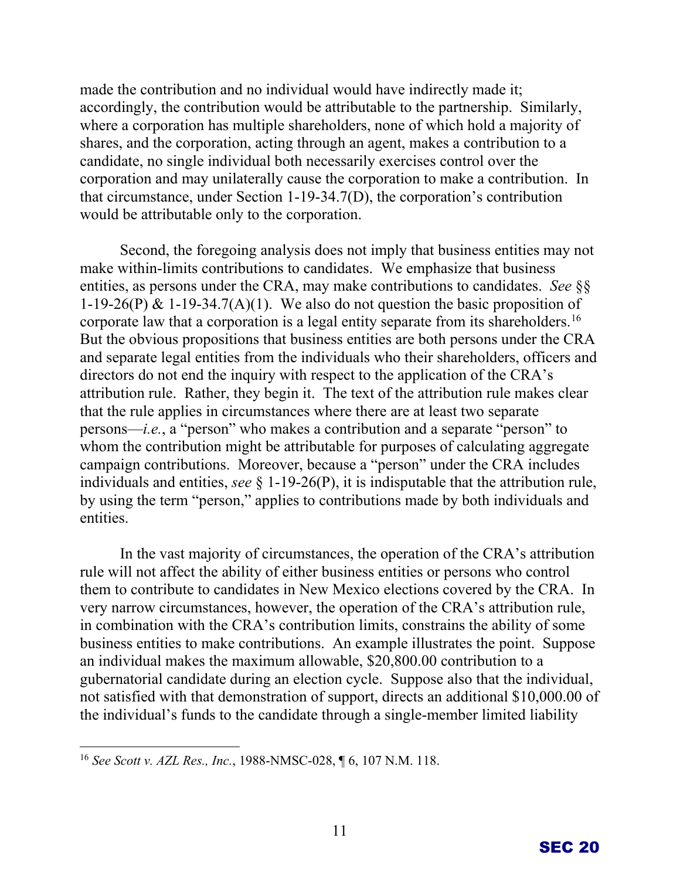made the contribution and no individual would have indirectly made it; accordingly, the contribution would be attributable to the partnership. Similarly, where a corporation has multiple shareholders, none of which hold a majority of shares, and the corporation, acting through an agent, makes a contribution to a candidate, no single individual both necessarily exercises control over the corporation and may unilaterally cause the corporation to make a contribution. In that circumstance, under Section 1-19-34.7(D), the corporation's contribution would be attributable only to the corporation.

Second, the foregoing analysis does not imply that business entities may not make within-limits contributions to candidates. We emphasize that business entities, as persons under the CRA, may make contributions to candidates. *See* §§ 1-19-26(P) & 1-19-34.7(A)(1). We also do not question the basic proposition of corporate law that a corporation is a legal entity separate from its shareholders.[16] But the obvious propositions that business entities are both persons under the CRA and separate legal entities from the individuals who their shareholders, officers and directors do not end the inquiry with respect to the application of the CRA's attribution rule. Rather, they begin it. The text of the attribution rule makes clear that the rule applies in circumstances where there are at least two separate persons—*i.e.*, a "person" who makes a contribution and a separate "person" to whom the contribution might be attributable for purposes of calculating aggregate campaign contributions. Moreover, because a "person" under the CRA includes individuals and entities, *see* § 1-19-26(P), it is indisputable that the attribution rule, by using the term "person," applies to contributions made by both individuals and entities.

In the vast majority of circumstances, the operation of the CRA's attribution rule will not affect the ability of either business entities or persons who control them to contribute to candidates in New Mexico elections covered by the CRA. In very narrow circumstances, however, the operation of the CRA's attribution rule, in combination with the CRA's contribution limits, constrains the ability of some business entities to make contributions. An example illustrates the point. Suppose an individual makes the maximum allowable, \$20,800.00 contribution to a gubernatorial candidate during an election cycle. Suppose also that the individual, not satisfied with that demonstration of support, directs an additional \$10,000.00 of the individual's funds to the candidate through a single-member limited liability

[16] *See Scott v. AZL Res., Inc.*, 1988-NMSC-028, ¶ 6, 107 N.M. 118.

SEC 20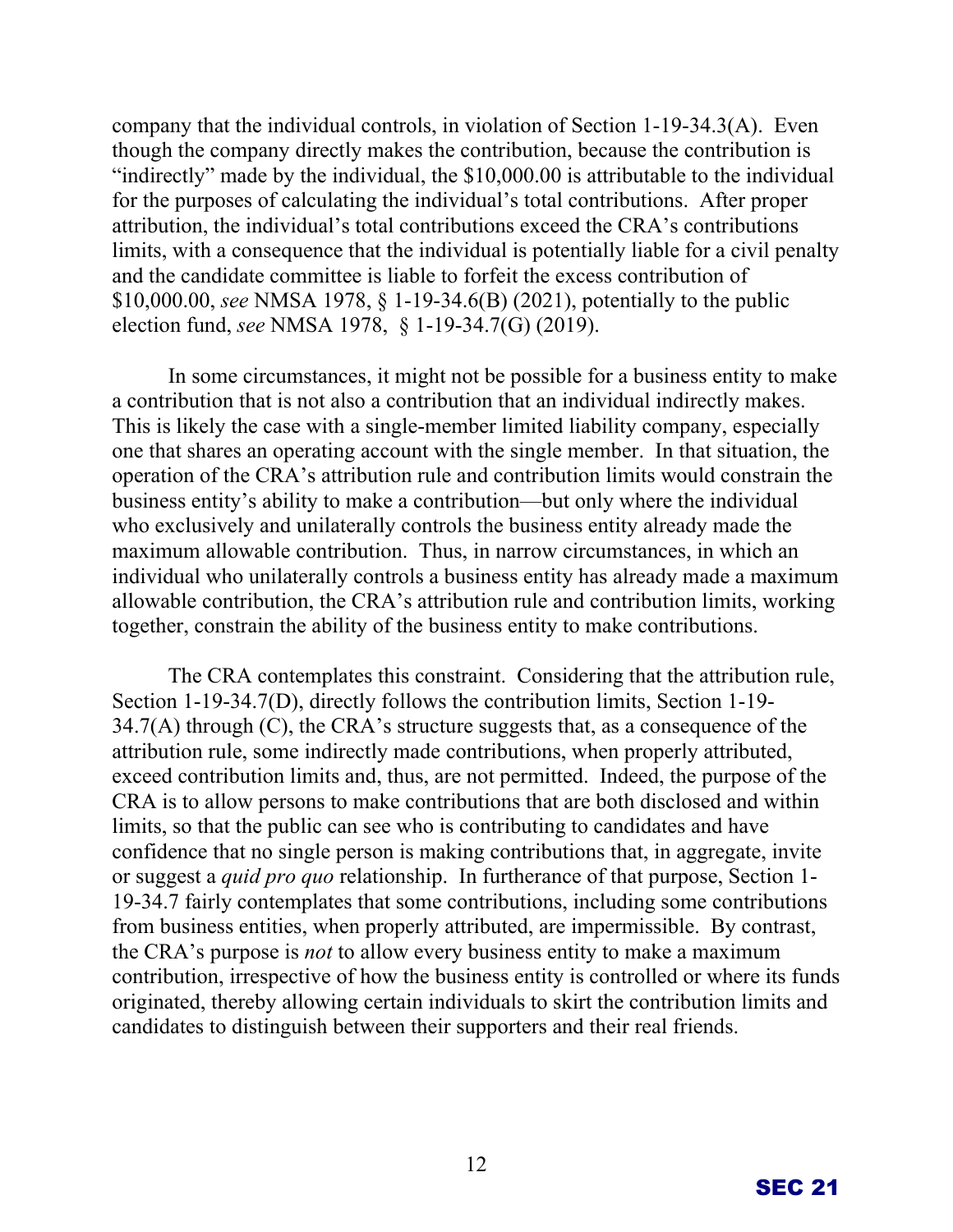company that the individual controls, in violation of Section 1-19-34.3(A). Even though the company directly makes the contribution, because the contribution is "indirectly" made by the individual, the $10,000.00 is attributable to the individual for the purposes of calculating the individual's total contributions. After proper attribution, the individual's total contributions exceed the CRA's contributions limits, with a consequence that the individual is potentially liable for a civil penalty and the candidate committee is liable to forfeit the excess contribution of $10,000.00, *see* NMSA 1978, § 1-19-34.6(B) (2021), potentially to the public election fund, *see* NMSA 1978, § 1-19-34.7(G) (2019).

In some circumstances, it might not be possible for a business entity to make a contribution that is not also a contribution that an individual indirectly makes. This is likely the case with a single-member limited liability company, especially one that shares an operating account with the single member. In that situation, the operation of the CRA's attribution rule and contribution limits would constrain the business entity's ability to make a contribution—but only where the individual who exclusively and unilaterally controls the business entity already made the maximum allowable contribution. Thus, in narrow circumstances, in which an individual who unilaterally controls a business entity has already made a maximum allowable contribution, the CRA's attribution rule and contribution limits, working together, constrain the ability of the business entity to make contributions.

The CRA contemplates this constraint. Considering that the attribution rule, Section 1-19-34.7(D), directly follows the contribution limits, Section 1-19-34.7(A) through (C), the CRA's structure suggests that, as a consequence of the attribution rule, some indirectly made contributions, when properly attributed, exceed contribution limits and, thus, are not permitted. Indeed, the purpose of the CRA is to allow persons to make contributions that are both disclosed and within limits, so that the public can see who is contributing to candidates and have confidence that no single person is making contributions that, in aggregate, invite or suggest a *quid pro quo* relationship. In furtherance of that purpose, Section 1-19-34.7 fairly contemplates that some contributions, including some contributions from business entities, when properly attributed, are impermissible. By contrast, the CRA's purpose is *not* to allow every business entity to make a maximum contribution, irrespective of how the business entity is controlled or where its funds originated, thereby allowing certain individuals to skirt the contribution limits and candidates to distinguish between their supporters and their real friends.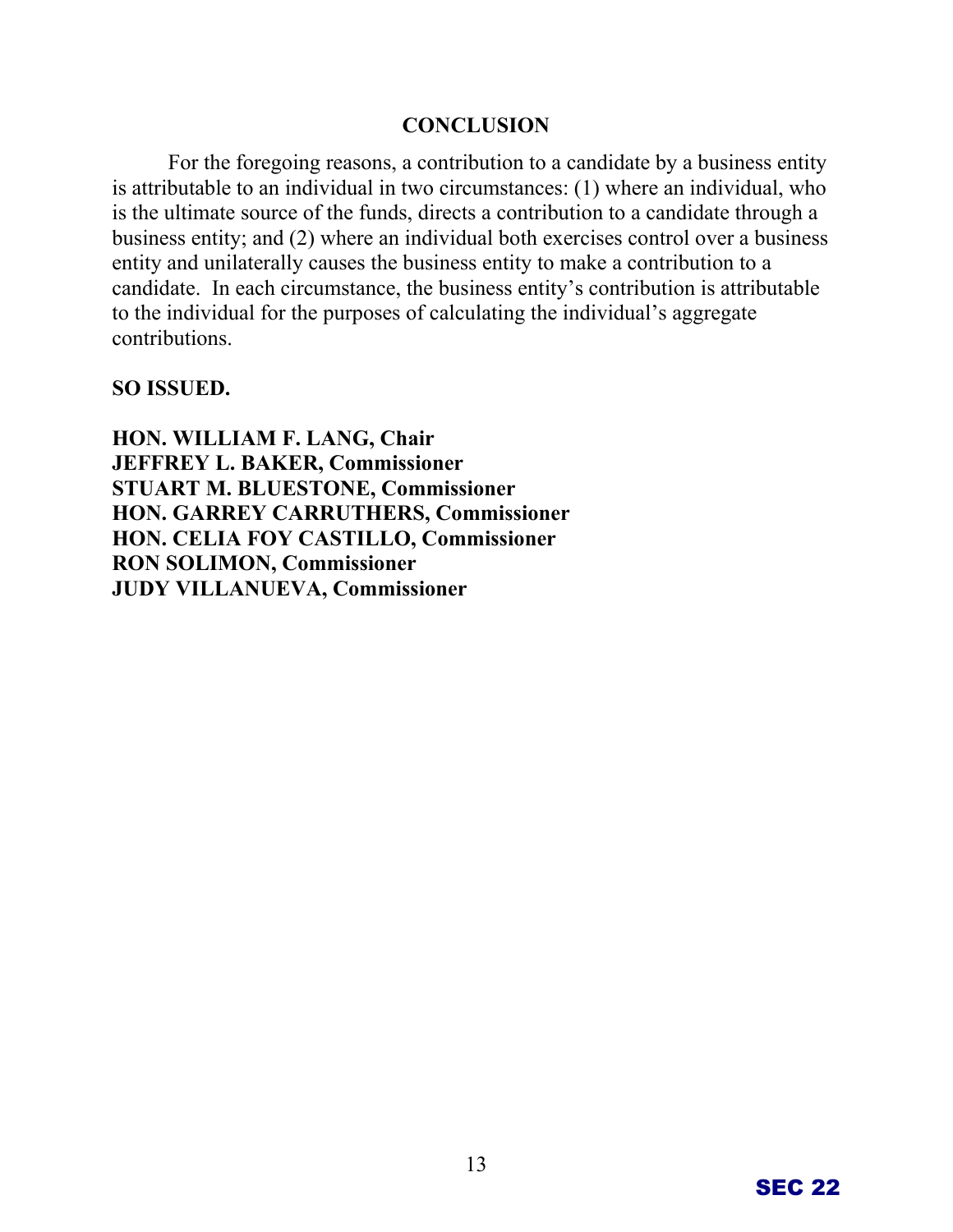## CONCLUSION

For the foregoing reasons, a contribution to a candidate by a business entity is attributable to an individual in two circumstances: (1) where an individual, who is the ultimate source of the funds, directs a contribution to a candidate through a business entity; and (2) where an individual both exercises control over a business entity and unilaterally causes the business entity to make a contribution to a candidate. In each circumstance, the business entity's contribution is attributable to the individual for the purposes of calculating the individual's aggregate contributions.

**SO ISSUED.**

**HON. WILLIAM F. LANG, Chair**
**JEFFREY L. BAKER, Commissioner**
**STUART M. BLUESTONE, Commissioner**
**HON. GARREY CARRUTHERS, Commissioner**
**HON. CELIA FOY CASTILLO, Commissioner**
**RON SOLIMON, Commissioner**
**JUDY VILLANUEVA, Commissioner**

SEC 22